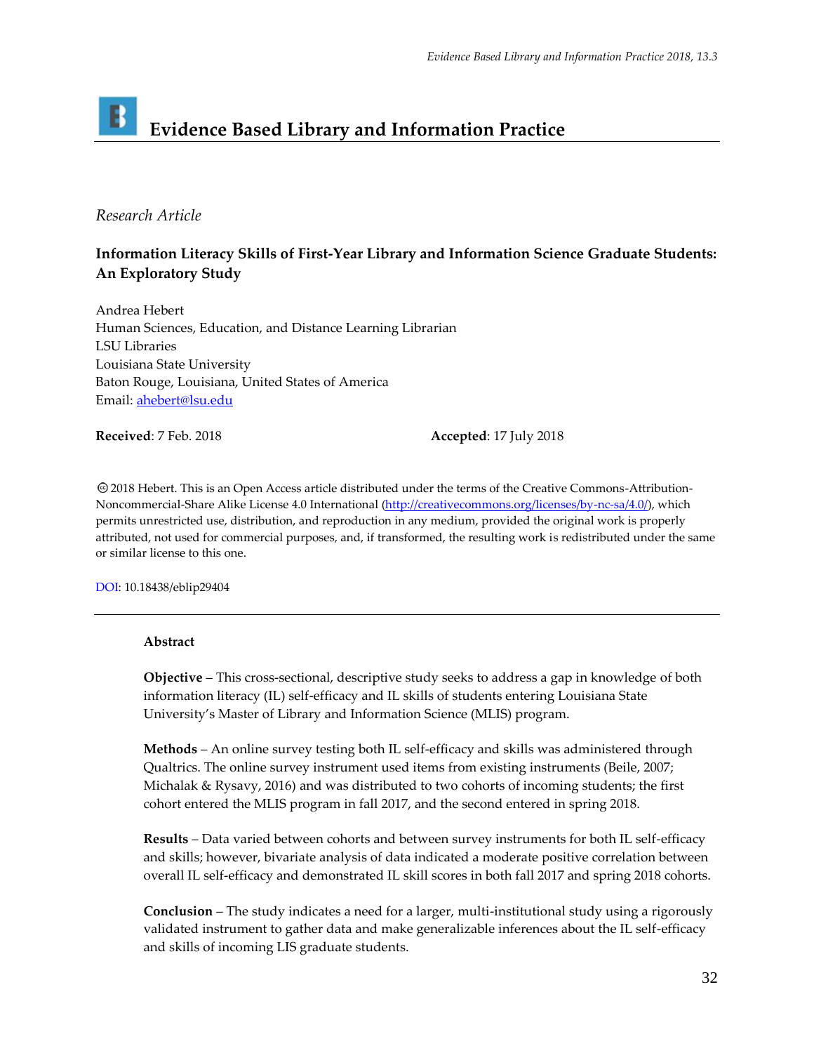# Evidence Based Library and Information Practice

*Research Article*

## Information Literacy Skills of First-Year Library and Information Science Graduate Students: An Exploratory Study

Andrea Hebert
Human Sciences, Education, and Distance Learning Librarian
LSU Libraries
Louisiana State University
Baton Rouge, Louisiana, United States of America
Email: [ahebert@lsu.edu](mailto:ahebert@lsu.edu)

**Received**: 7 Feb. 2018 **Accepted**: 17 July 2018

© 2018 Hebert. This is an Open Access article distributed under the terms of the Creative Commons-Attribution-Noncommercial-Share Alike License 4.0 International (http://creativecommons.org/licenses/by-nc-sa/4.0/), which permits unrestricted use, distribution, and reproduction in any medium, provided the original work is properly attributed, not used for commercial purposes, and, if transformed, the resulting work is redistributed under the same or similar license to this one.

DOI: 10.18438/eblip29404

### Abstract

**Objective** – This cross-sectional, descriptive study seeks to address a gap in knowledge of both information literacy (IL) self-efficacy and IL skills of students entering Louisiana State University's Master of Library and Information Science (MLIS) program.

**Methods** – An online survey testing both IL self-efficacy and skills was administered through Qualtrics. The online survey instrument used items from existing instruments (Beile, 2007; Michalak & Rysavy, 2016) and was distributed to two cohorts of incoming students; the first cohort entered the MLIS program in fall 2017, and the second entered in spring 2018.

**Results** – Data varied between cohorts and between survey instruments for both IL self-efficacy and skills; however, bivariate analysis of data indicated a moderate positive correlation between overall IL self-efficacy and demonstrated IL skill scores in both fall 2017 and spring 2018 cohorts.

**Conclusion** – The study indicates a need for a larger, multi-institutional study using a rigorously validated instrument to gather data and make generalizable inferences about the IL self-efficacy and skills of incoming LIS graduate students.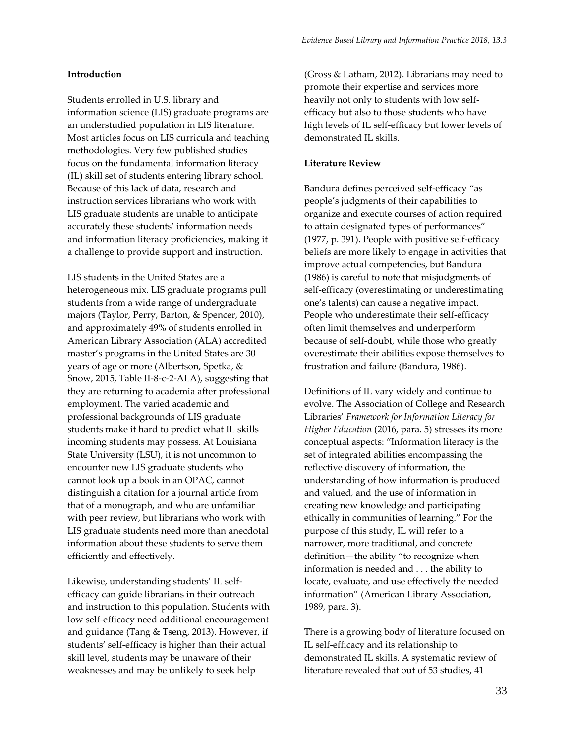## Introduction

Students enrolled in U.S. library and information science (LIS) graduate programs are an understudied population in LIS literature. Most articles focus on LIS curricula and teaching methodologies. Very few published studies focus on the fundamental information literacy (IL) skill set of students entering library school. Because of this lack of data, research and instruction services librarians who work with LIS graduate students are unable to anticipate accurately these students' information needs and information literacy proficiencies, making it a challenge to provide support and instruction.

LIS students in the United States are a heterogeneous mix. LIS graduate programs pull students from a wide range of undergraduate majors (Taylor, Perry, Barton, & Spencer, 2010), and approximately 49% of students enrolled in American Library Association (ALA) accredited master's programs in the United States are 30 years of age or more (Albertson, Spetka, & Snow, 2015, Table II-8-c-2-ALA), suggesting that they are returning to academia after professional employment. The varied academic and professional backgrounds of LIS graduate students make it hard to predict what IL skills incoming students may possess. At Louisiana State University (LSU), it is not uncommon to encounter new LIS graduate students who cannot look up a book in an OPAC, cannot distinguish a citation for a journal article from that of a monograph, and who are unfamiliar with peer review, but librarians who work with LIS graduate students need more than anecdotal information about these students to serve them efficiently and effectively.

Likewise, understanding students' IL self-efficacy can guide librarians in their outreach and instruction to this population. Students with low self-efficacy need additional encouragement and guidance (Tang & Tseng, 2013). However, if students' self-efficacy is higher than their actual skill level, students may be unaware of their weaknesses and may be unlikely to seek help (Gross & Latham, 2012). Librarians may need to promote their expertise and services more heavily not only to students with low self-efficacy but also to those students who have high levels of IL self-efficacy but lower levels of demonstrated IL skills.

## Literature Review

Bandura defines perceived self-efficacy "as people's judgments of their capabilities to organize and execute courses of action required to attain designated types of performances" (1977, p. 391). People with positive self-efficacy beliefs are more likely to engage in activities that improve actual competencies, but Bandura (1986) is careful to note that misjudgments of self-efficacy (overestimating or underestimating one's talents) can cause a negative impact. People who underestimate their self-efficacy often limit themselves and underperform because of self-doubt, while those who greatly overestimate their abilities expose themselves to frustration and failure (Bandura, 1986).

Definitions of IL vary widely and continue to evolve. The Association of College and Research Libraries' *Framework for Information Literacy for Higher Education* (2016, para. 5) stresses its more conceptual aspects: "Information literacy is the set of integrated abilities encompassing the reflective discovery of information, the understanding of how information is produced and valued, and the use of information in creating new knowledge and participating ethically in communities of learning." For the purpose of this study, IL will refer to a narrower, more traditional, and concrete definition—the ability "to recognize when information is needed and . . . the ability to locate, evaluate, and use effectively the needed information" (American Library Association, 1989, para. 3).

There is a growing body of literature focused on IL self-efficacy and its relationship to demonstrated IL skills. A systematic review of literature revealed that out of 53 studies, 41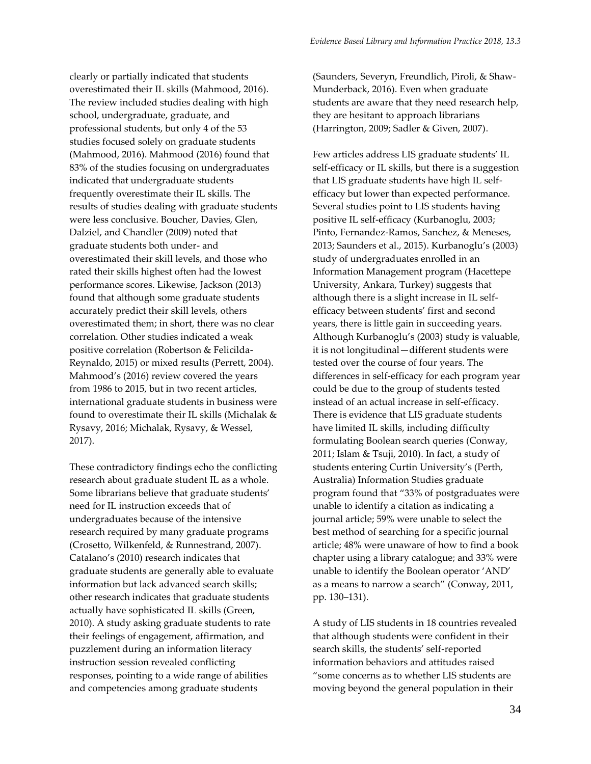clearly or partially indicated that students overestimated their IL skills (Mahmood, 2016). The review included studies dealing with high school, undergraduate, graduate, and professional students, but only 4 of the 53 studies focused solely on graduate students (Mahmood, 2016). Mahmood (2016) found that 83% of the studies focusing on undergraduates indicated that undergraduate students frequently overestimate their IL skills. The results of studies dealing with graduate students were less conclusive. Boucher, Davies, Glen, Dalziel, and Chandler (2009) noted that graduate students both under- and overestimated their skill levels, and those who rated their skills highest often had the lowest performance scores. Likewise, Jackson (2013) found that although some graduate students accurately predict their skill levels, others overestimated them; in short, there was no clear correlation. Other studies indicated a weak positive correlation (Robertson & Felicilda-Reynaldo, 2015) or mixed results (Perrett, 2004). Mahmood's (2016) review covered the years from 1986 to 2015, but in two recent articles, international graduate students in business were found to overestimate their IL skills (Michalak & Rysavy, 2016; Michalak, Rysavy, & Wessel, 2017).

These contradictory findings echo the conflicting research about graduate student IL as a whole. Some librarians believe that graduate students' need for IL instruction exceeds that of undergraduates because of the intensive research required by many graduate programs (Crosetto, Wilkenfeld, & Runnestrand, 2007). Catalano's (2010) research indicates that graduate students are generally able to evaluate information but lack advanced search skills; other research indicates that graduate students actually have sophisticated IL skills (Green, 2010). A study asking graduate students to rate their feelings of engagement, affirmation, and puzzlement during an information literacy instruction session revealed conflicting responses, pointing to a wide range of abilities and competencies among graduate students (Saunders, Severyn, Freundlich, Piroli, & Shaw-Munderback, 2016). Even when graduate students are aware that they need research help, they are hesitant to approach librarians (Harrington, 2009; Sadler & Given, 2007).

Few articles address LIS graduate students' IL self-efficacy or IL skills, but there is a suggestion that LIS graduate students have high IL self-efficacy but lower than expected performance. Several studies point to LIS students having positive IL self-efficacy (Kurbanoglu, 2003; Pinto, Fernandez-Ramos, Sanchez, & Meneses, 2013; Saunders et al., 2015). Kurbanoglu's (2003) study of undergraduates enrolled in an Information Management program (Hacettepe University, Ankara, Turkey) suggests that although there is a slight increase in IL self-efficacy between students' first and second years, there is little gain in succeeding years. Although Kurbanoglu's (2003) study is valuable, it is not longitudinal—different students were tested over the course of four years. The differences in self-efficacy for each program year could be due to the group of students tested instead of an actual increase in self-efficacy. There is evidence that LIS graduate students have limited IL skills, including difficulty formulating Boolean search queries (Conway, 2011; Islam & Tsuji, 2010). In fact, a study of students entering Curtin University's (Perth, Australia) Information Studies graduate program found that "33% of postgraduates were unable to identify a citation as indicating a journal article; 59% were unable to select the best method of searching for a specific journal article; 48% were unaware of how to find a book chapter using a library catalogue; and 33% were unable to identify the Boolean operator 'AND' as a means to narrow a search" (Conway, 2011, pp. 130–131).

A study of LIS students in 18 countries revealed that although students were confident in their search skills, the students' self-reported information behaviors and attitudes raised "some concerns as to whether LIS students are moving beyond the general population in their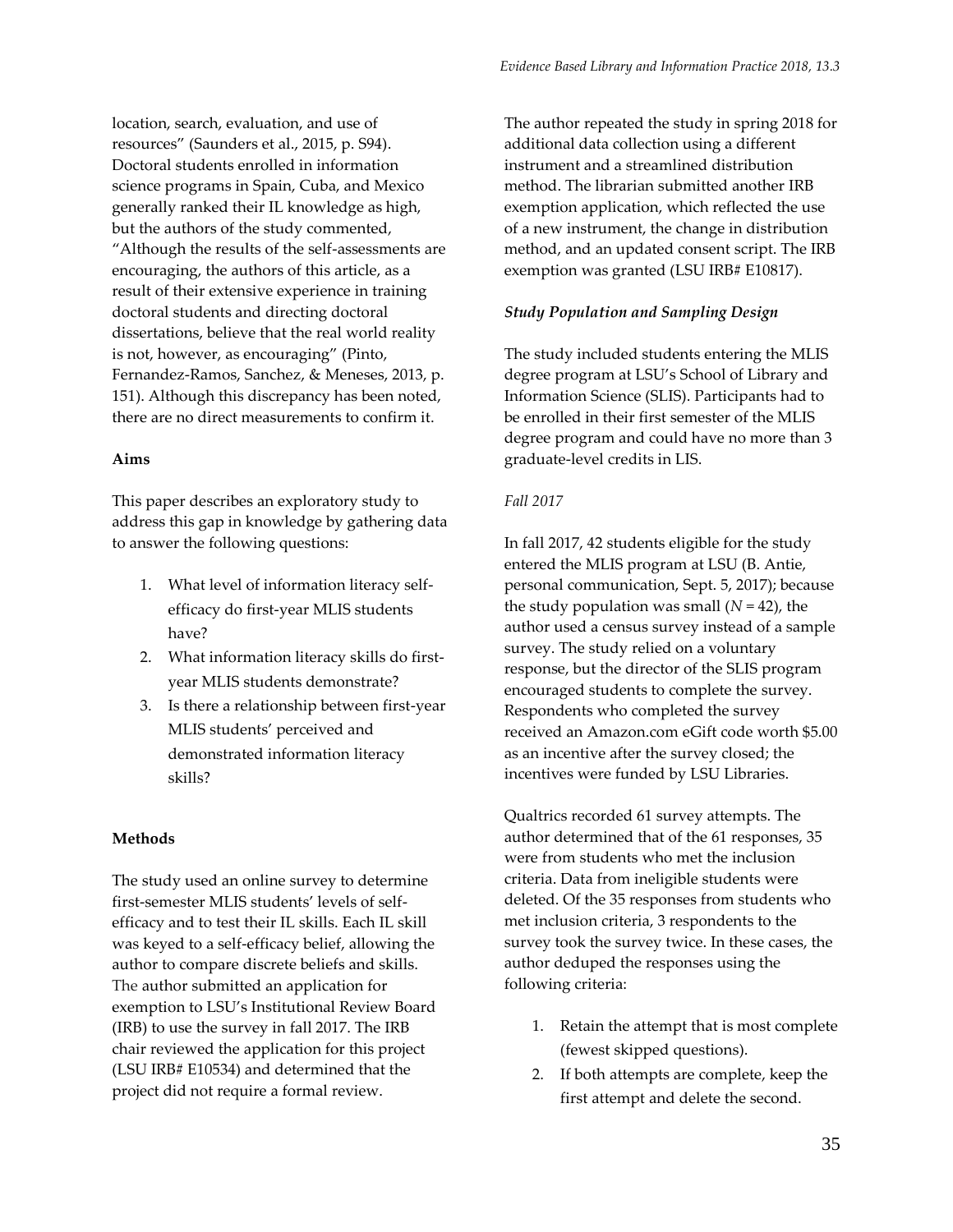location, search, evaluation, and use of resources" (Saunders et al., 2015, p. S94). Doctoral students enrolled in information science programs in Spain, Cuba, and Mexico generally ranked their IL knowledge as high, but the authors of the study commented, "Although the results of the self-assessments are encouraging, the authors of this article, as a result of their extensive experience in training doctoral students and directing doctoral dissertations, believe that the real world reality is not, however, as encouraging" (Pinto, Fernandez-Ramos, Sanchez, & Meneses, 2013, p. 151). Although this discrepancy has been noted, there are no direct measurements to confirm it.

**Aims**

This paper describes an exploratory study to address this gap in knowledge by gathering data to answer the following questions:

1. What level of information literacy self-efficacy do first-year MLIS students have?
2. What information literacy skills do first-year MLIS students demonstrate?
3. Is there a relationship between first-year MLIS students' perceived and demonstrated information literacy skills?

**Methods**

The study used an online survey to determine first-semester MLIS students' levels of self-efficacy and to test their IL skills. Each IL skill was keyed to a self-efficacy belief, allowing the author to compare discrete beliefs and skills. The author submitted an application for exemption to LSU's Institutional Review Board (IRB) to use the survey in fall 2017. The IRB chair reviewed the application for this project (LSU IRB# E10534) and determined that the project did not require a formal review.

The author repeated the study in spring 2018 for additional data collection using a different instrument and a streamlined distribution method. The librarian submitted another IRB exemption application, which reflected the use of a new instrument, the change in distribution method, and an updated consent script. The IRB exemption was granted (LSU IRB# E10817).

***Study Population and Sampling Design***

The study included students entering the MLIS degree program at LSU's School of Library and Information Science (SLIS). Participants had to be enrolled in their first semester of the MLIS degree program and could have no more than 3 graduate-level credits in LIS.

*Fall 2017*

In fall 2017, 42 students eligible for the study entered the MLIS program at LSU (B. Antie, personal communication, Sept. 5, 2017); because the study population was small ($N = 42$), the author used a census survey instead of a sample survey. The study relied on a voluntary response, but the director of the SLIS program encouraged students to complete the survey. Respondents who completed the survey received an Amazon.com eGift code worth $5.00 as an incentive after the survey closed; the incentives were funded by LSU Libraries.

Qualtrics recorded 61 survey attempts. The author determined that of the 61 responses, 35 were from students who met the inclusion criteria. Data from ineligible students were deleted. Of the 35 responses from students who met inclusion criteria, 3 respondents to the survey took the survey twice. In these cases, the author deduped the responses using the following criteria:

1. Retain the attempt that is most complete (fewest skipped questions).
2. If both attempts are complete, keep the first attempt and delete the second.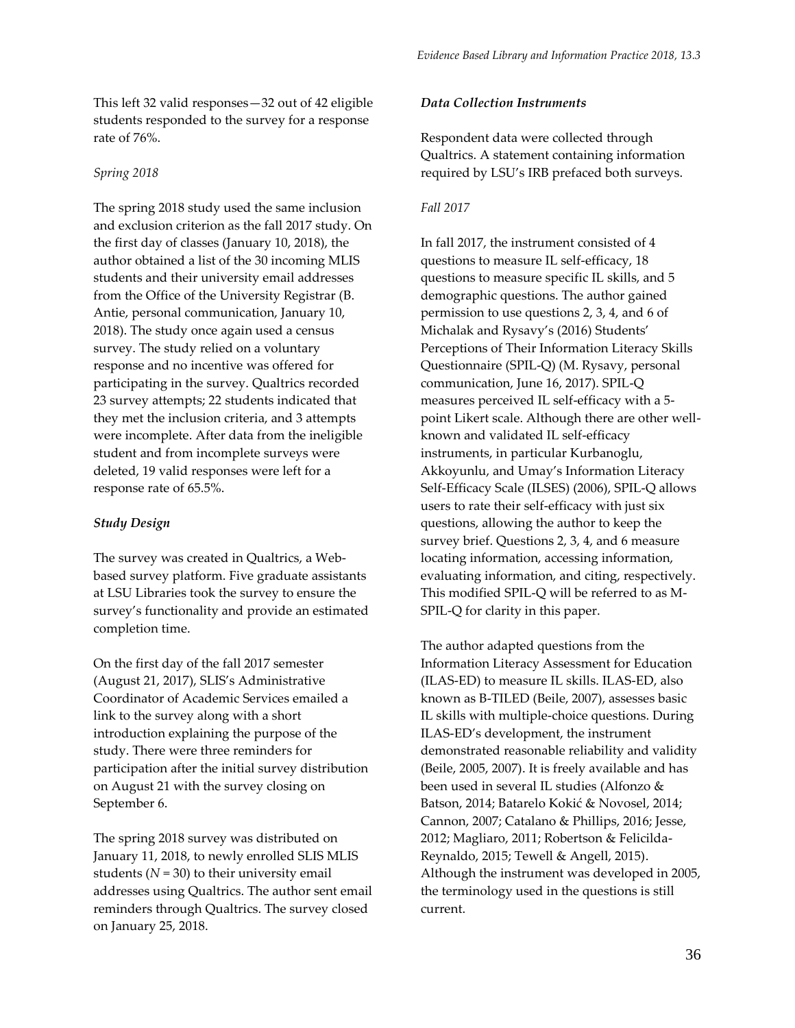This left 32 valid responses—32 out of 42 eligible students responded to the survey for a response rate of 76%.

*Spring 2018*

The spring 2018 study used the same inclusion and exclusion criterion as the fall 2017 study. On the first day of classes (January 10, 2018), the author obtained a list of the 30 incoming MLIS students and their university email addresses from the Office of the University Registrar (B. Antie, personal communication, January 10, 2018). The study once again used a census survey. The study relied on a voluntary response and no incentive was offered for participating in the survey. Qualtrics recorded 23 survey attempts; 22 students indicated that they met the inclusion criteria, and 3 attempts were incomplete. After data from the ineligible student and from incomplete surveys were deleted, 19 valid responses were left for a response rate of 65.5%.

***Study Design***

The survey was created in Qualtrics, a Web-based survey platform. Five graduate assistants at LSU Libraries took the survey to ensure the survey's functionality and provide an estimated completion time.

On the first day of the fall 2017 semester (August 21, 2017), SLIS's Administrative Coordinator of Academic Services emailed a link to the survey along with a short introduction explaining the purpose of the study. There were three reminders for participation after the initial survey distribution on August 21 with the survey closing on September 6.

The spring 2018 survey was distributed on January 11, 2018, to newly enrolled SLIS MLIS students ($N = 30$) to their university email addresses using Qualtrics. The author sent email reminders through Qualtrics. The survey closed on January 25, 2018.

***Data Collection Instruments***

Respondent data were collected through Qualtrics. A statement containing information required by LSU's IRB prefaced both surveys.

*Fall 2017*

In fall 2017, the instrument consisted of 4 questions to measure IL self-efficacy, 18 questions to measure specific IL skills, and 5 demographic questions. The author gained permission to use questions 2, 3, 4, and 6 of Michalak and Rysavy's (2016) Students' Perceptions of Their Information Literacy Skills Questionnaire (SPIL-Q) (M. Rysavy, personal communication, June 16, 2017). SPIL-Q measures perceived IL self-efficacy with a 5-point Likert scale. Although there are other well-known and validated IL self-efficacy instruments, in particular Kurbanoglu, Akkoyunlu, and Umay's Information Literacy Self-Efficacy Scale (ILSES) (2006), SPIL-Q allows users to rate their self-efficacy with just six questions, allowing the author to keep the survey brief. Questions 2, 3, 4, and 6 measure locating information, accessing information, evaluating information, and citing, respectively. This modified SPIL-Q will be referred to as M-SPIL-Q for clarity in this paper.

The author adapted questions from the Information Literacy Assessment for Education (ILAS-ED) to measure IL skills. ILAS-ED, also known as B-TILED (Beile, 2007), assesses basic IL skills with multiple-choice questions. During ILAS-ED's development, the instrument demonstrated reasonable reliability and validity (Beile, 2005, 2007). It is freely available and has been used in several IL studies (Alfonzo & Batson, 2014; Batarelo Kokić & Novosel, 2014; Cannon, 2007; Catalano & Phillips, 2016; Jesse, 2012; Magliaro, 2011; Robertson & Felicilda-Reynaldo, 2015; Tewell & Angell, 2015). Although the instrument was developed in 2005, the terminology used in the questions is still current.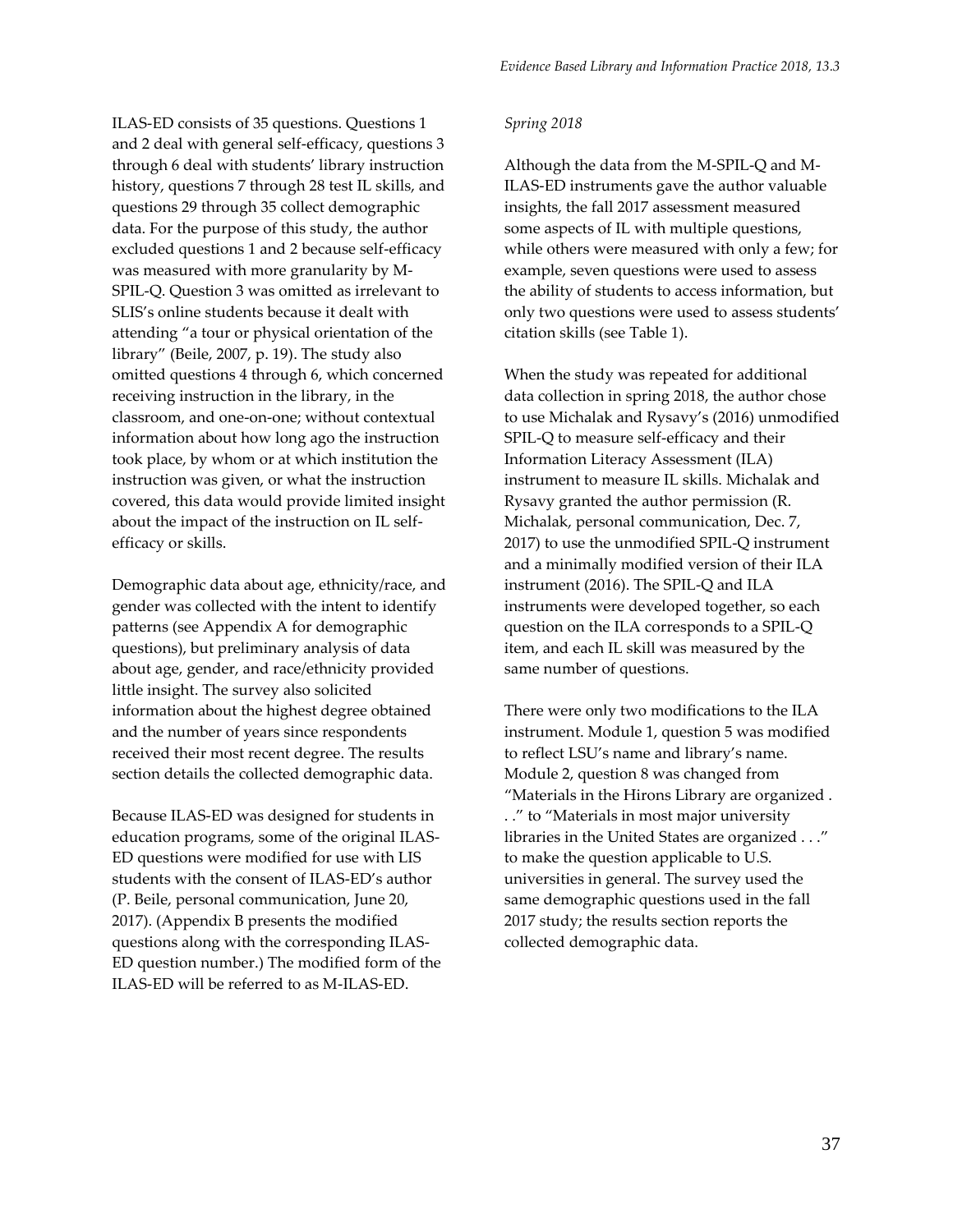ILAS-ED consists of 35 questions. Questions 1 and 2 deal with general self-efficacy, questions 3 through 6 deal with students' library instruction history, questions 7 through 28 test IL skills, and questions 29 through 35 collect demographic data. For the purpose of this study, the author excluded questions 1 and 2 because self-efficacy was measured with more granularity by M-SPIL-Q. Question 3 was omitted as irrelevant to SLIS's online students because it dealt with attending "a tour or physical orientation of the library" (Beile, 2007, p. 19). The study also omitted questions 4 through 6, which concerned receiving instruction in the library, in the classroom, and one-on-one; without contextual information about how long ago the instruction took place, by whom or at which institution the instruction was given, or what the instruction covered, this data would provide limited insight about the impact of the instruction on IL self-efficacy or skills.

Demographic data about age, ethnicity/race, and gender was collected with the intent to identify patterns (see Appendix A for demographic questions), but preliminary analysis of data about age, gender, and race/ethnicity provided little insight. The survey also solicited information about the highest degree obtained and the number of years since respondents received their most recent degree. The results section details the collected demographic data.

Because ILAS-ED was designed for students in education programs, some of the original ILAS-ED questions were modified for use with LIS students with the consent of ILAS-ED's author (P. Beile, personal communication, June 20, 2017). (Appendix B presents the modified questions along with the corresponding ILAS-ED question number.) The modified form of the ILAS-ED will be referred to as M-ILAS-ED.

*Spring 2018*

Although the data from the M-SPIL-Q and M-ILAS-ED instruments gave the author valuable insights, the fall 2017 assessment measured some aspects of IL with multiple questions, while others were measured with only a few; for example, seven questions were used to assess the ability of students to access information, but only two questions were used to assess students' citation skills (see Table 1).

When the study was repeated for additional data collection in spring 2018, the author chose to use Michalak and Rysavy's (2016) unmodified SPIL-Q to measure self-efficacy and their Information Literacy Assessment (ILA) instrument to measure IL skills. Michalak and Rysavy granted the author permission (R. Michalak, personal communication, Dec. 7, 2017) to use the unmodified SPIL-Q instrument and a minimally modified version of their ILA instrument (2016). The SPIL-Q and ILA instruments were developed together, so each question on the ILA corresponds to a SPIL-Q item, and each IL skill was measured by the same number of questions.

There were only two modifications to the ILA instrument. Module 1, question 5 was modified to reflect LSU's name and library's name. Module 2, question 8 was changed from "Materials in the Hirons Library are organized . . ." to "Materials in most major university libraries in the United States are organized . . ." to make the question applicable to U.S. universities in general. The survey used the same demographic questions used in the fall 2017 study; the results section reports the collected demographic data.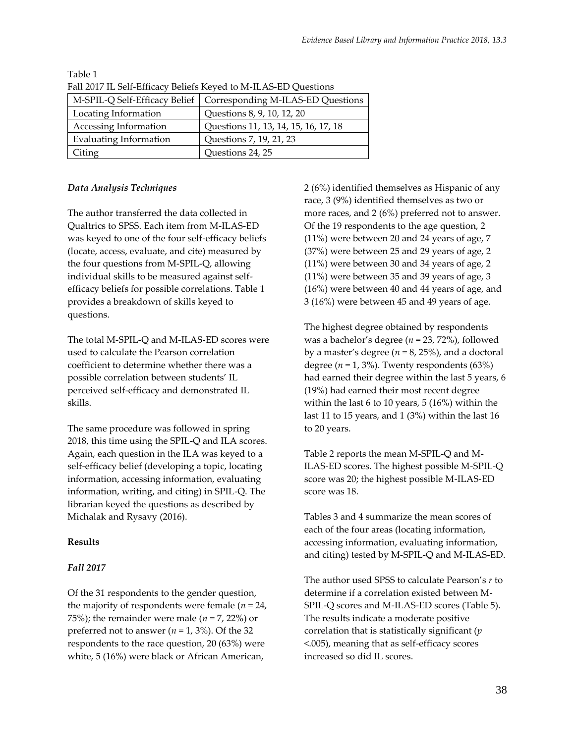Table 1
Fall 2017 IL Self-Efficacy Beliefs Keyed to M-ILAS-ED Questions

| M-SPIL-Q Self-Efficacy Belief | Corresponding M-ILAS-ED Questions |
|---|---|
| Locating Information | Questions 8, 9, 10, 12, 20 |
| Accessing Information | Questions 11, 13, 14, 15, 16, 17, 18 |
| Evaluating Information | Questions 7, 19, 21, 23 |
| Citing | Questions 24, 25 |

### *Data Analysis Techniques*

The author transferred the data collected in Qualtrics to SPSS. Each item from M-ILAS-ED was keyed to one of the four self-efficacy beliefs (locate, access, evaluate, and cite) measured by the four questions from M-SPIL-Q, allowing individual skills to be measured against self-efficacy beliefs for possible correlations. Table 1 provides a breakdown of skills keyed to questions.

The total M-SPIL-Q and M-ILAS-ED scores were used to calculate the Pearson correlation coefficient to determine whether there was a possible correlation between students' IL perceived self-efficacy and demonstrated IL skills.

The same procedure was followed in spring 2018, this time using the SPIL-Q and ILA scores. Again, each question in the ILA was keyed to a self-efficacy belief (developing a topic, locating information, accessing information, evaluating information, writing, and citing) in SPIL-Q. The librarian keyed the questions as described by Michalak and Rysavy (2016).

## **Results**

### *Fall 2017*

Of the 31 respondents to the gender question, the majority of respondents were female (*n* = 24, 75%); the remainder were male (*n* = 7, 22%) or preferred not to answer (*n* = 1, 3%). Of the 32 respondents to the race question, 20 (63%) were white, 5 (16%) were black or African American, 2 (6%) identified themselves as Hispanic of any race, 3 (9%) identified themselves as two or more races, and 2 (6%) preferred not to answer. Of the 19 respondents to the age question, 2 (11%) were between 20 and 24 years of age, 7 (37%) were between 25 and 29 years of age, 2 (11%) were between 30 and 34 years of age, 2 (11%) were between 35 and 39 years of age, 3 (16%) were between 40 and 44 years of age, and 3 (16%) were between 45 and 49 years of age.

The highest degree obtained by respondents was a bachelor's degree (*n* = 23, 72%), followed by a master's degree (*n* = 8, 25%), and a doctoral degree (*n* = 1, 3%). Twenty respondents (63%) had earned their degree within the last 5 years, 6 (19%) had earned their most recent degree within the last 6 to 10 years, 5 (16%) within the last 11 to 15 years, and 1 (3%) within the last 16 to 20 years.

Table 2 reports the mean M-SPIL-Q and M-ILAS-ED scores. The highest possible M-SPIL-Q score was 20; the highest possible M-ILAS-ED score was 18.

Tables 3 and 4 summarize the mean scores of each of the four areas (locating information, accessing information, evaluating information, and citing) tested by M-SPIL-Q and M-ILAS-ED.

The author used SPSS to calculate Pearson's *r* to determine if a correlation existed between M-SPIL-Q scores and M-ILAS-ED scores (Table 5). The results indicate a moderate positive correlation that is statistically significant ($p$ <.005), meaning that as self-efficacy scores increased so did IL scores.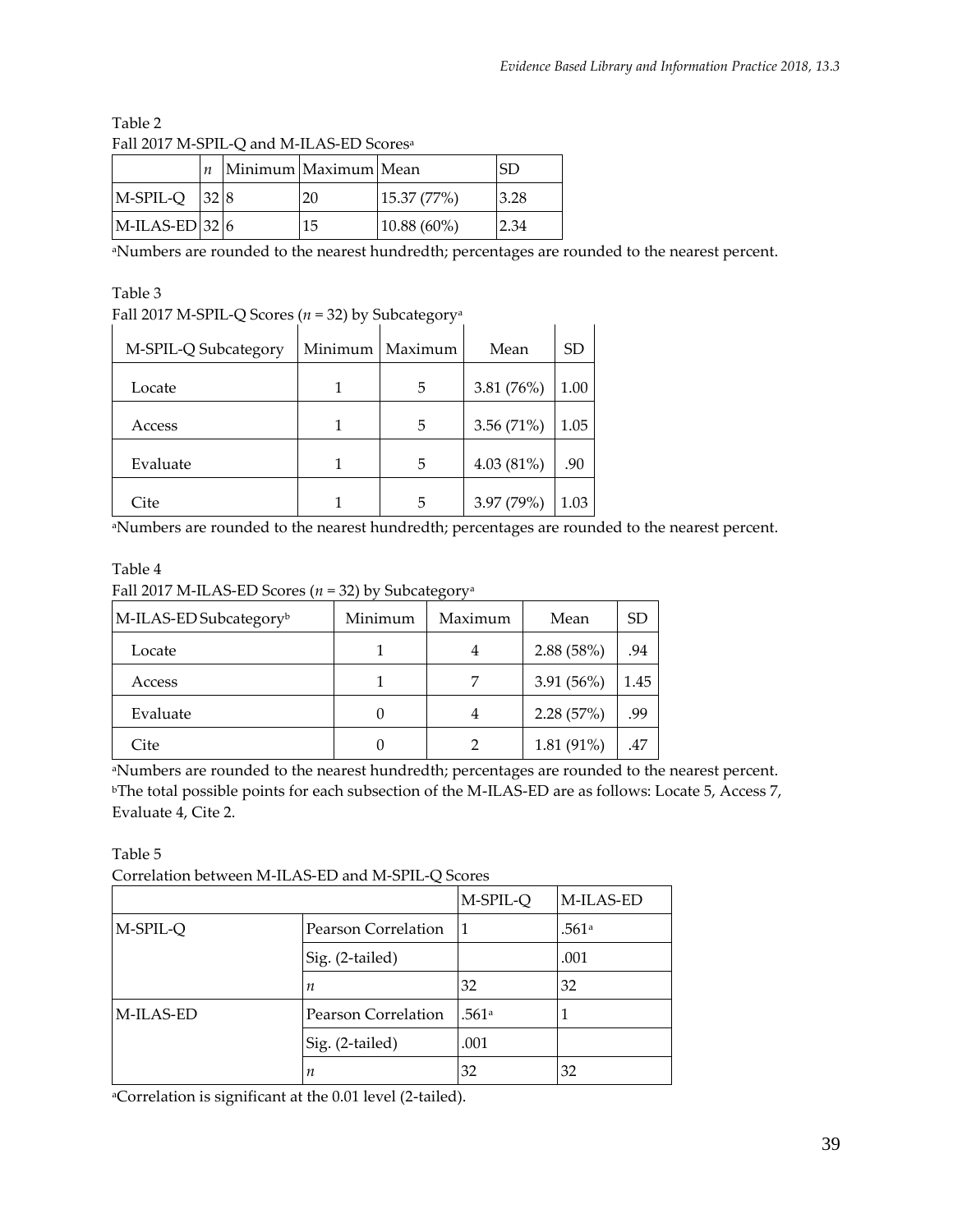Table 2

Fall 2017 M-SPIL-Q and M-ILAS-ED Scores[a]

| | *n* | Minimum | Maximum | Mean | SD |
|---|---|---|---|---|---|
| M-SPIL-Q | 32 | 8 | 20 | 15.37 (77%) | 3.28 |
| M-ILAS-ED | 32 | 6 | 15 | 10.88 (60%) | 2.34 |

[a]Numbers are rounded to the nearest hundredth; percentages are rounded to the nearest percent.

Table 3

Fall 2017 M-SPIL-Q Scores (*n* = 32) by Subcategory[a]

| M-SPIL-Q Subcategory | Minimum | Maximum | Mean | SD |
|---|---|---|---|---|
| Locate | 1 | 5 | 3.81 (76%) | 1.00 |
| Access | 1 | 5 | 3.56 (71%) | 1.05 |
| Evaluate | 1 | 5 | 4.03 (81%) | .90 |
| Cite | 1 | 5 | 3.97 (79%) | 1.03 |

[a]Numbers are rounded to the nearest hundredth; percentages are rounded to the nearest percent.

Table 4

Fall 2017 M-ILAS-ED Scores (*n* = 32) by Subcategory[a]

| M-ILAS-ED Subcategory[b] | Minimum | Maximum | Mean | SD |
|---|---|---|---|---|
| Locate | 1 | 4 | 2.88 (58%) | .94 |
| Access | 1 | 7 | 3.91 (56%) | 1.45 |
| Evaluate | 0 | 4 | 2.28 (57%) | .99 |
| Cite | 0 | 2 | 1.81 (91%) | .47 |

[a]Numbers are rounded to the nearest hundredth; percentages are rounded to the nearest percent.
[b]The total possible points for each subsection of the M-ILAS-ED are as follows: Locate 5, Access 7, Evaluate 4, Cite 2.

Table 5

Correlation between M-ILAS-ED and M-SPIL-Q Scores

| | | M-SPIL-Q | M-ILAS-ED |
|---|---|---|---|
| M-SPIL-Q | Pearson Correlation | 1 | .561[a] |
| | Sig. (2-tailed) | | .001 |
| | *n* | 32 | 32 |
| M-ILAS-ED | Pearson Correlation | .561[a] | 1 |
| | Sig. (2-tailed) | .001 | |
| | *n* | 32 | 32 |

[a]Correlation is significant at the 0.01 level (2-tailed).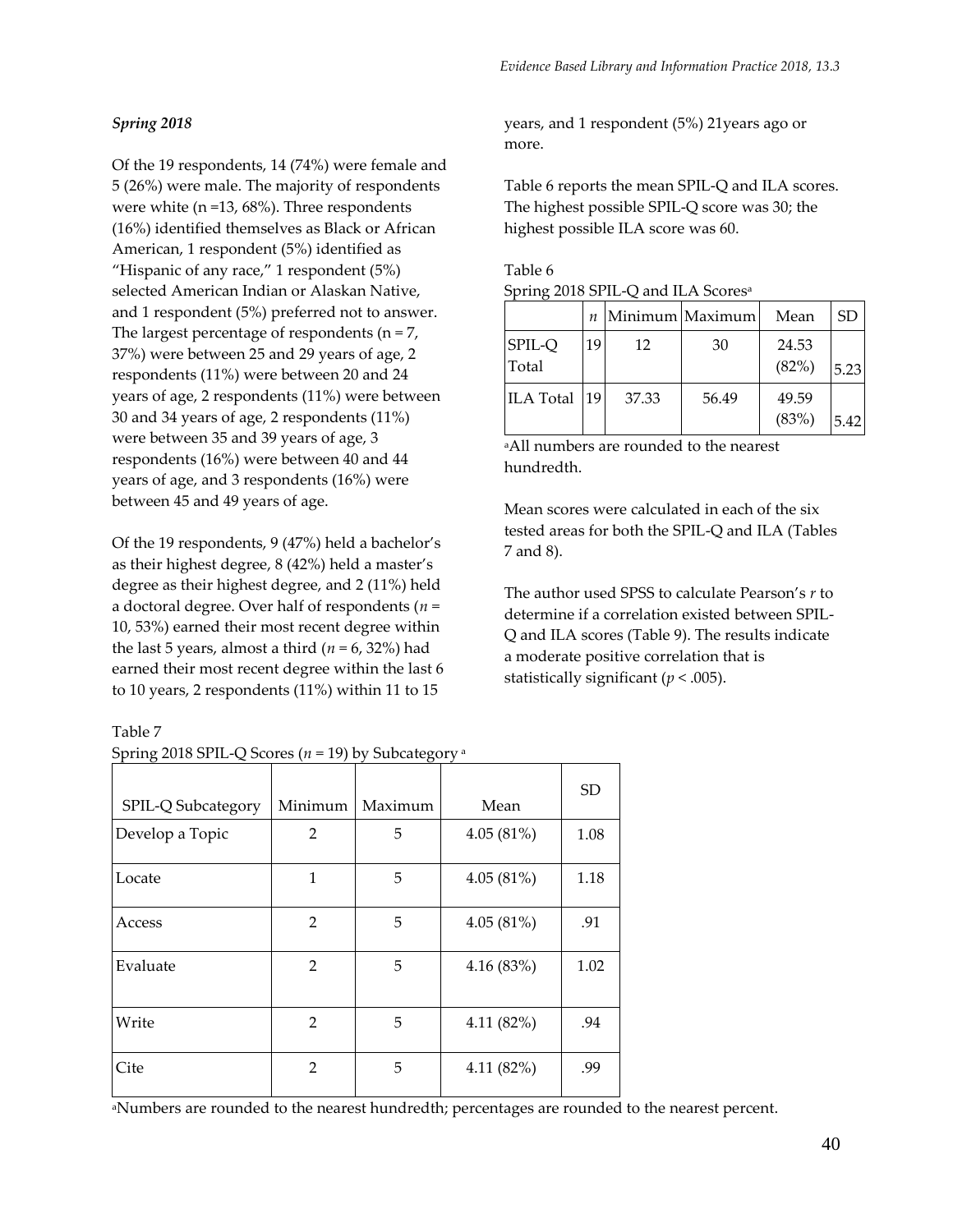*Spring 2018*

Of the 19 respondents, 14 (74%) were female and 5 (26%) were male. The majority of respondents were white (n =13, 68%). Three respondents (16%) identified themselves as Black or African American, 1 respondent (5%) identified as "Hispanic of any race," 1 respondent (5%) selected American Indian or Alaskan Native, and 1 respondent (5%) preferred not to answer. The largest percentage of respondents (n = 7, 37%) were between 25 and 29 years of age, 2 respondents (11%) were between 20 and 24 years of age, 2 respondents (11%) were between 30 and 34 years of age, 2 respondents (11%) were between 35 and 39 years of age, 3 respondents (16%) were between 40 and 44 years of age, and 3 respondents (16%) were between 45 and 49 years of age.

Of the 19 respondents, 9 (47%) held a bachelor's as their highest degree, 8 (42%) held a master's degree as their highest degree, and 2 (11%) held a doctoral degree. Over half of respondents ($n$ = 10, 53%) earned their most recent degree within the last 5 years, almost a third ($n$ = 6, 32%) had earned their most recent degree within the last 6 to 10 years, 2 respondents (11%) within 11 to 15 years, and 1 respondent (5%) 21years ago or more.

Table 6 reports the mean SPIL-Q and ILA scores. The highest possible SPIL-Q score was 30; the highest possible ILA score was 60.

Table 6
Spring 2018 SPIL-Q and ILA Scores[a]

| | $n$ | Minimum | Maximum | Mean | SD |
|---|---|---|---|---|---|
| SPIL-Q Total | 19 | 12 | 30 | 24.53 (82%) | 5.23 |
| ILA Total | 19 | 37.33 | 56.49 | 49.59 (83%) | 5.42 |

[a]All numbers are rounded to the nearest hundredth.

Mean scores were calculated in each of the six tested areas for both the SPIL-Q and ILA (Tables 7 and 8).

The author used SPSS to calculate Pearson's $r$ to determine if a correlation existed between SPIL-Q and ILA scores (Table 9). The results indicate a moderate positive correlation that is statistically significant ($p < .005$).

Table 7
Spring 2018 SPIL-Q Scores ($n$ = 19) by Subcategory [a]

| SPIL-Q Subcategory | Minimum | Maximum | Mean | SD |
|---|---|---|---|---|
| Develop a Topic | 2 | 5 | 4.05 (81%) | 1.08 |
| Locate | 1 | 5 | 4.05 (81%) | 1.18 |
| Access | 2 | 5 | 4.05 (81%) | .91 |
| Evaluate | 2 | 5 | 4.16 (83%) | 1.02 |
| Write | 2 | 5 | 4.11 (82%) | .94 |
| Cite | 2 | 5 | 4.11 (82%) | .99 |

[a]Numbers are rounded to the nearest hundredth; percentages are rounded to the nearest percent.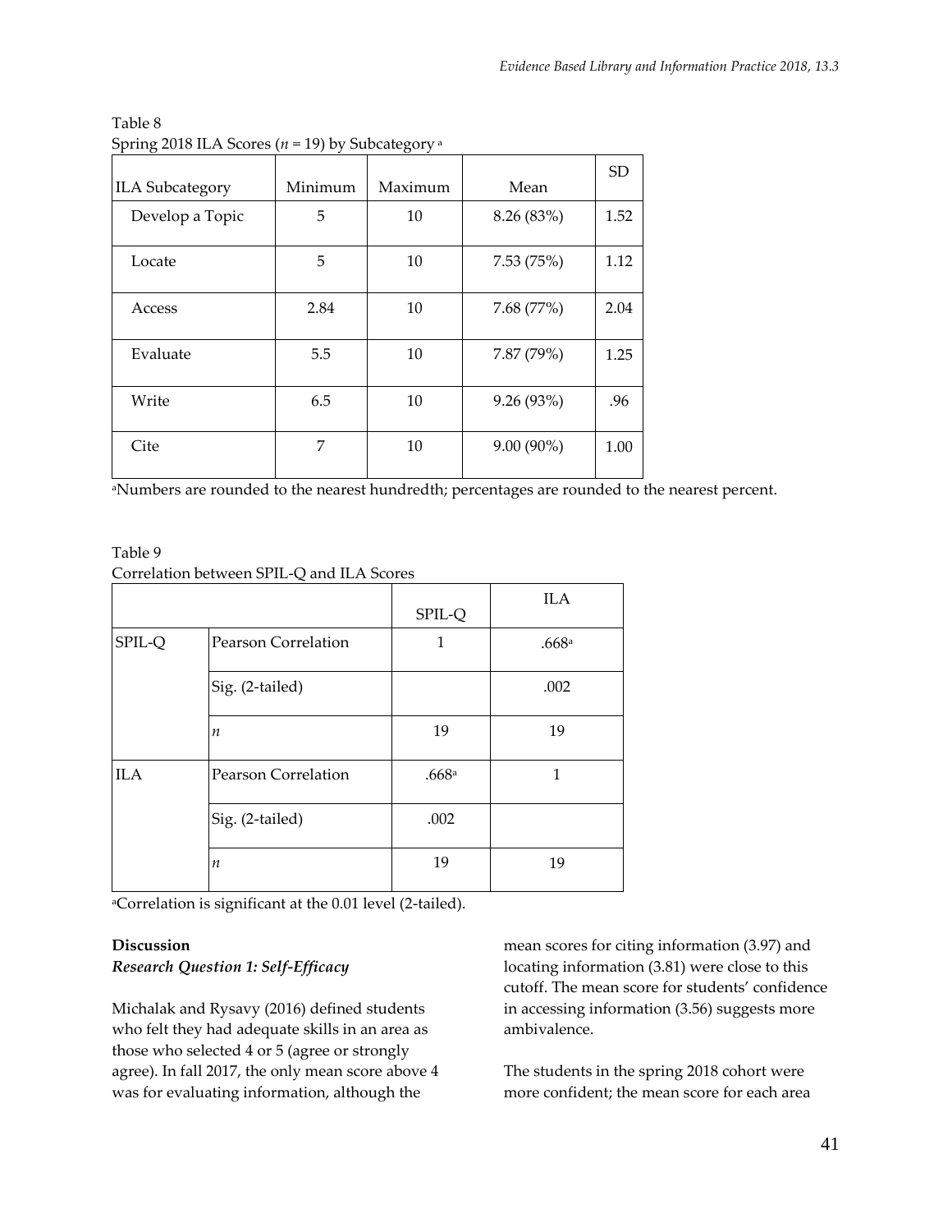Table 8
Spring 2018 ILA Scores ($n$ = 19) by Subcategory [a]

| ILA Subcategory | Minimum | Maximum | Mean | SD |
|---|---|---|---|---|
| Develop a Topic | 5 | 10 | 8.26 (83%) | 1.52 |
| Locate | 5 | 10 | 7.53 (75%) | 1.12 |
| Access | 2.84 | 10 | 7.68 (77%) | 2.04 |
| Evaluate | 5.5 | 10 | 7.87 (79%) | 1.25 |
| Write | 6.5 | 10 | 9.26 (93%) | .96 |
| Cite | 7 | 10 | 9.00 (90%) | 1.00 |

[a]Numbers are rounded to the nearest hundredth; percentages are rounded to the nearest percent.

Table 9
Correlation between SPIL-Q and ILA Scores

| | | SPIL-Q | ILA |
|---|---|---|---|
| SPIL-Q | Pearson Correlation | 1 | .668[a] |
| | Sig. (2-tailed) | | .002 |
| | $n$ | 19 | 19 |
| ILA | Pearson Correlation | .668[a] | 1 |
| | Sig. (2-tailed) | .002 | |
| | $n$ | 19 | 19 |

[a]Correlation is significant at the 0.01 level (2-tailed).

## Discussion

### *Research Question 1: Self-Efficacy*

Michalak and Rysavy (2016) defined students who felt they had adequate skills in an area as those who selected 4 or 5 (agree or strongly agree). In fall 2017, the only mean score above 4 was for evaluating information, although the mean scores for citing information (3.97) and locating information (3.81) were close to this cutoff. The mean score for students' confidence in accessing information (3.56) suggests more ambivalence.

The students in the spring 2018 cohort were more confident; the mean score for each area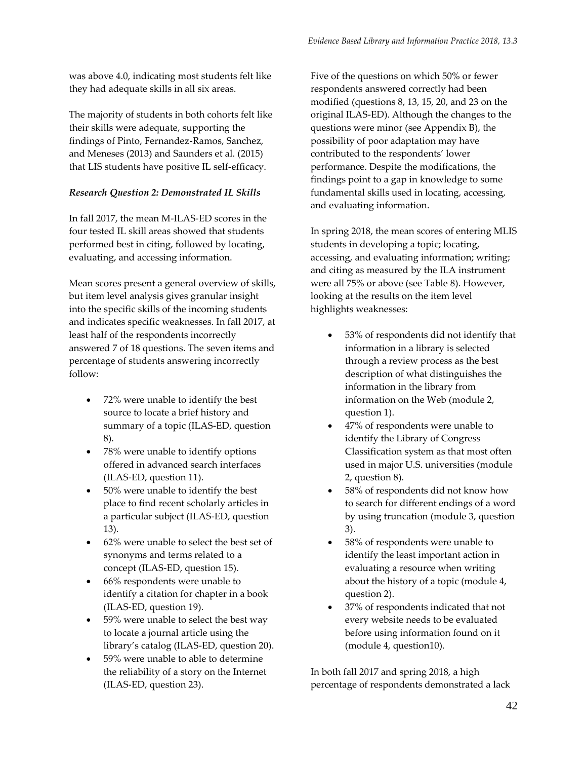was above 4.0, indicating most students felt like they had adequate skills in all six areas.

The majority of students in both cohorts felt like their skills were adequate, supporting the findings of Pinto, Fernandez-Ramos, Sanchez, and Meneses (2013) and Saunders et al. (2015) that LIS students have positive IL self-efficacy.

***Research Question 2: Demonstrated IL Skills***

In fall 2017, the mean M-ILAS-ED scores in the four tested IL skill areas showed that students performed best in citing, followed by locating, evaluating, and accessing information.

Mean scores present a general overview of skills, but item level analysis gives granular insight into the specific skills of the incoming students and indicates specific weaknesses. In fall 2017, at least half of the respondents incorrectly answered 7 of 18 questions. The seven items and percentage of students answering incorrectly follow:

- 72% were unable to identify the best source to locate a brief history and summary of a topic (ILAS-ED, question 8).
- 78% were unable to identify options offered in advanced search interfaces (ILAS-ED, question 11).
- 50% were unable to identify the best place to find recent scholarly articles in a particular subject (ILAS-ED, question 13).
- 62% were unable to select the best set of synonyms and terms related to a concept (ILAS-ED, question 15).
- 66% respondents were unable to identify a citation for chapter in a book (ILAS-ED, question 19).
- 59% were unable to select the best way to locate a journal article using the library's catalog (ILAS-ED, question 20).
- 59% were unable to able to determine the reliability of a story on the Internet (ILAS-ED, question 23).

Five of the questions on which 50% or fewer respondents answered correctly had been modified (questions 8, 13, 15, 20, and 23 on the original ILAS-ED). Although the changes to the questions were minor (see Appendix B), the possibility of poor adaptation may have contributed to the respondents' lower performance. Despite the modifications, the findings point to a gap in knowledge to some fundamental skills used in locating, accessing, and evaluating information.

In spring 2018, the mean scores of entering MLIS students in developing a topic; locating, accessing, and evaluating information; writing; and citing as measured by the ILA instrument were all 75% or above (see Table 8). However, looking at the results on the item level highlights weaknesses:

- 53% of respondents did not identify that information in a library is selected through a review process as the best description of what distinguishes the information in the library from information on the Web (module 2, question 1).
- 47% of respondents were unable to identify the Library of Congress Classification system as that most often used in major U.S. universities (module 2, question 8).
- 58% of respondents did not know how to search for different endings of a word by using truncation (module 3, question 3).
- 58% of respondents were unable to identify the least important action in evaluating a resource when writing about the history of a topic (module 4, question 2).
- 37% of respondents indicated that not every website needs to be evaluated before using information found on it (module 4, question10).

In both fall 2017 and spring 2018, a high percentage of respondents demonstrated a lack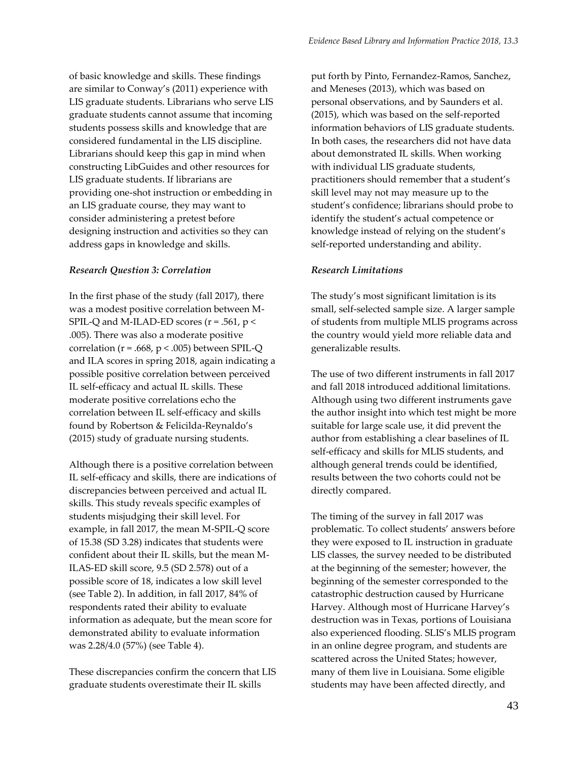of basic knowledge and skills. These findings are similar to Conway's (2011) experience with LIS graduate students. Librarians who serve LIS graduate students cannot assume that incoming students possess skills and knowledge that are considered fundamental in the LIS discipline. Librarians should keep this gap in mind when constructing LibGuides and other resources for LIS graduate students. If librarians are providing one-shot instruction or embedding in an LIS graduate course, they may want to consider administering a pretest before designing instruction and activities so they can address gaps in knowledge and skills.

***Research Question 3: Correlation***

In the first phase of the study (fall 2017), there was a modest positive correlation between M-SPIL-Q and M-ILAD-ED scores ($r = .561$, $p < .005$). There was also a moderate positive correlation ($r = .668$, $p < .005$) between SPIL-Q and ILA scores in spring 2018, again indicating a possible positive correlation between perceived IL self-efficacy and actual IL skills. These moderate positive correlations echo the correlation between IL self-efficacy and skills found by Robertson & Felicilda-Reynaldo's (2015) study of graduate nursing students.

Although there is a positive correlation between IL self-efficacy and skills, there are indications of discrepancies between perceived and actual IL skills. This study reveals specific examples of students misjudging their skill level. For example, in fall 2017, the mean M-SPIL-Q score of 15.38 (SD 3.28) indicates that students were confident about their IL skills, but the mean M-ILAS-ED skill score, 9.5 (SD 2.578) out of a possible score of 18, indicates a low skill level (see Table 2). In addition, in fall 2017, 84% of respondents rated their ability to evaluate information as adequate, but the mean score for demonstrated ability to evaluate information was 2.28/4.0 (57%) (see Table 4).

These discrepancies confirm the concern that LIS graduate students overestimate their IL skills put forth by Pinto, Fernandez-Ramos, Sanchez, and Meneses (2013), which was based on personal observations, and by Saunders et al. (2015), which was based on the self-reported information behaviors of LIS graduate students. In both cases, the researchers did not have data about demonstrated IL skills. When working with individual LIS graduate students, practitioners should remember that a student's skill level may not may measure up to the student's confidence; librarians should probe to identify the student's actual competence or knowledge instead of relying on the student's self-reported understanding and ability.

***Research Limitations***

The study's most significant limitation is its small, self-selected sample size. A larger sample of students from multiple MLIS programs across the country would yield more reliable data and generalizable results.

The use of two different instruments in fall 2017 and fall 2018 introduced additional limitations. Although using two different instruments gave the author insight into which test might be more suitable for large scale use, it did prevent the author from establishing a clear baselines of IL self-efficacy and skills for MLIS students, and although general trends could be identified, results between the two cohorts could not be directly compared.

The timing of the survey in fall 2017 was problematic. To collect students' answers before they were exposed to IL instruction in graduate LIS classes, the survey needed to be distributed at the beginning of the semester; however, the beginning of the semester corresponded to the catastrophic destruction caused by Hurricane Harvey. Although most of Hurricane Harvey's destruction was in Texas, portions of Louisiana also experienced flooding. SLIS's MLIS program in an online degree program, and students are scattered across the United States; however, many of them live in Louisiana. Some eligible students may have been affected directly, and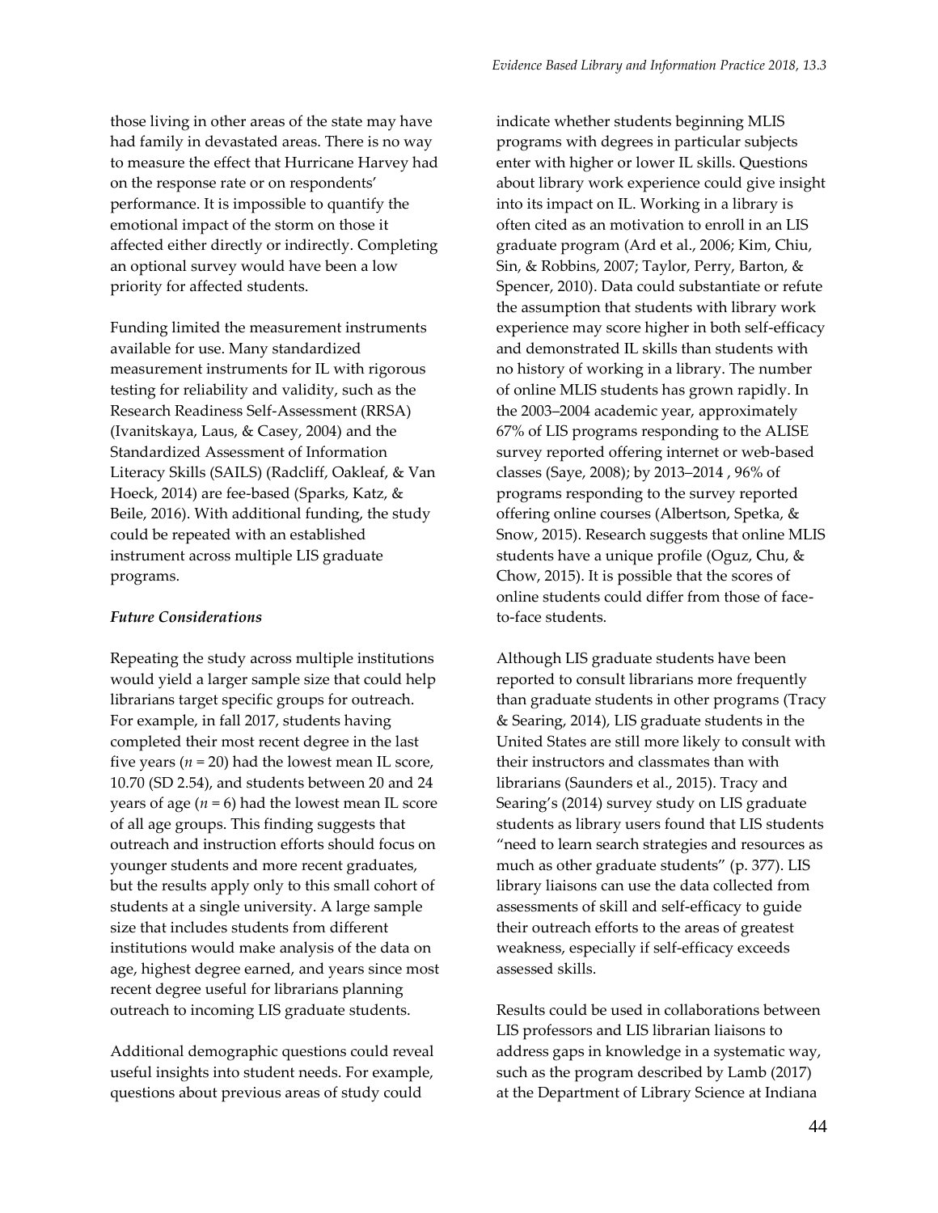those living in other areas of the state may have had family in devastated areas. There is no way to measure the effect that Hurricane Harvey had on the response rate or on respondents' performance. It is impossible to quantify the emotional impact of the storm on those it affected either directly or indirectly. Completing an optional survey would have been a low priority for affected students.

Funding limited the measurement instruments available for use. Many standardized measurement instruments for IL with rigorous testing for reliability and validity, such as the Research Readiness Self-Assessment (RRSA) (Ivanitskaya, Laus, & Casey, 2004) and the Standardized Assessment of Information Literacy Skills (SAILS) (Radcliff, Oakleaf, & Van Hoeck, 2014) are fee-based (Sparks, Katz, & Beile, 2016). With additional funding, the study could be repeated with an established instrument across multiple LIS graduate programs.

### *Future Considerations*

Repeating the study across multiple institutions would yield a larger sample size that could help librarians target specific groups for outreach. For example, in fall 2017, students having completed their most recent degree in the last five years ($n = 20$) had the lowest mean IL score, 10.70 (SD 2.54), and students between 20 and 24 years of age ($n = 6$) had the lowest mean IL score of all age groups. This finding suggests that outreach and instruction efforts should focus on younger students and more recent graduates, but the results apply only to this small cohort of students at a single university. A large sample size that includes students from different institutions would make analysis of the data on age, highest degree earned, and years since most recent degree useful for librarians planning outreach to incoming LIS graduate students.

Additional demographic questions could reveal useful insights into student needs. For example, questions about previous areas of study could indicate whether students beginning MLIS programs with degrees in particular subjects enter with higher or lower IL skills. Questions about library work experience could give insight into its impact on IL. Working in a library is often cited as an motivation to enroll in an LIS graduate program (Ard et al., 2006; Kim, Chiu, Sin, & Robbins, 2007; Taylor, Perry, Barton, & Spencer, 2010). Data could substantiate or refute the assumption that students with library work experience may score higher in both self-efficacy and demonstrated IL skills than students with no history of working in a library. The number of online MLIS students has grown rapidly. In the 2003–2004 academic year, approximately 67% of LIS programs responding to the ALISE survey reported offering internet or web-based classes (Saye, 2008); by 2013–2014 , 96% of programs responding to the survey reported offering online courses (Albertson, Spetka, & Snow, 2015). Research suggests that online MLIS students have a unique profile (Oguz, Chu, & Chow, 2015). It is possible that the scores of online students could differ from those of face-to-face students.

Although LIS graduate students have been reported to consult librarians more frequently than graduate students in other programs (Tracy & Searing, 2014), LIS graduate students in the United States are still more likely to consult with their instructors and classmates than with librarians (Saunders et al., 2015). Tracy and Searing's (2014) survey study on LIS graduate students as library users found that LIS students "need to learn search strategies and resources as much as other graduate students" (p. 377). LIS library liaisons can use the data collected from assessments of skill and self-efficacy to guide their outreach efforts to the areas of greatest weakness, especially if self-efficacy exceeds assessed skills.

Results could be used in collaborations between LIS professors and LIS librarian liaisons to address gaps in knowledge in a systematic way, such as the program described by Lamb (2017) at the Department of Library Science at Indiana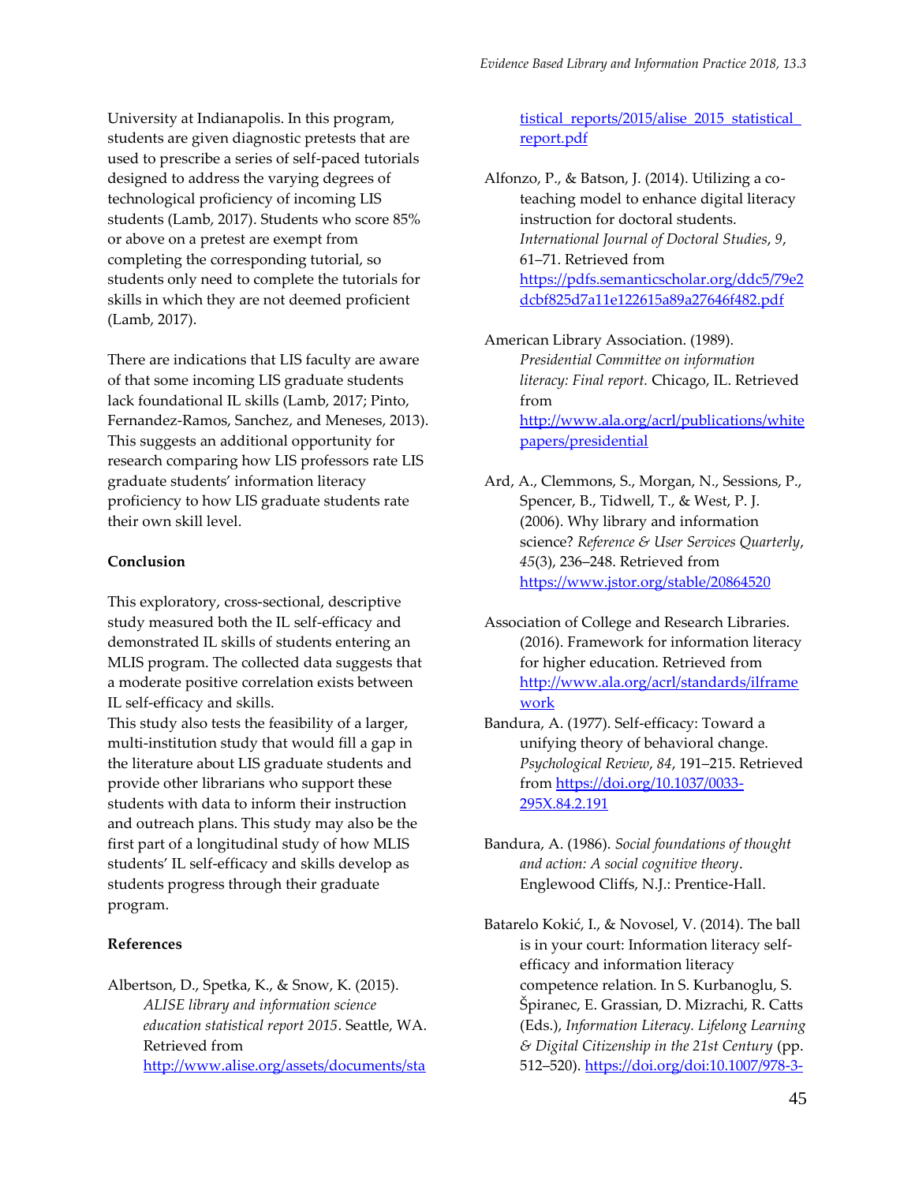University at Indianapolis. In this program, students are given diagnostic pretests that are used to prescribe a series of self-paced tutorials designed to address the varying degrees of technological proficiency of incoming LIS students (Lamb, 2017). Students who score 85% or above on a pretest are exempt from completing the corresponding tutorial, so students only need to complete the tutorials for skills in which they are not deemed proficient (Lamb, 2017).

There are indications that LIS faculty are aware of that some incoming LIS graduate students lack foundational IL skills (Lamb, 2017; Pinto, Fernandez-Ramos, Sanchez, and Meneses, 2013). This suggests an additional opportunity for research comparing how LIS professors rate LIS graduate students' information literacy proficiency to how LIS graduate students rate their own skill level.

**Conclusion**

This exploratory, cross-sectional, descriptive study measured both the IL self-efficacy and demonstrated IL skills of students entering an MLIS program. The collected data suggests that a moderate positive correlation exists between IL self-efficacy and skills.
This study also tests the feasibility of a larger, multi-institution study that would fill a gap in the literature about LIS graduate students and provide other librarians who support these students with data to inform their instruction and outreach plans. This study may also be the first part of a longitudinal study of how MLIS students' IL self-efficacy and skills develop as students progress through their graduate program.

**References**

Albertson, D., Spetka, K., & Snow, K. (2015). *ALISE library and information science education statistical report 2015*. Seattle, WA. Retrieved from http://www.alise.org/assets/documents/statistical_reports/2015/alise_2015_statistical_report.pdf

Alfonzo, P., & Batson, J. (2014). Utilizing a co-teaching model to enhance digital literacy instruction for doctoral students. *International Journal of Doctoral Studies*, *9*, 61–71. Retrieved from https://pdfs.semanticscholar.org/ddc5/79e2dcbf825d7a11e122615a89a27646f482.pdf

American Library Association. (1989). *Presidential Committee on information literacy: Final report.* Chicago, IL. Retrieved from http://www.ala.org/acrl/publications/whitepapers/presidential

Ard, A., Clemmons, S., Morgan, N., Sessions, P., Spencer, B., Tidwell, T., & West, P. J. (2006). Why library and information science? *Reference & User Services Quarterly*, *45*(3), 236–248. Retrieved from https://www.jstor.org/stable/20864520

Association of College and Research Libraries. (2016). Framework for information literacy for higher education. Retrieved from http://www.ala.org/acrl/standards/ilframework

Bandura, A. (1977). Self-efficacy: Toward a unifying theory of behavioral change. *Psychological Review*, *84*, 191–215. Retrieved from https://doi.org/10.1037/0033-295X.84.2.191

Bandura, A. (1986). *Social foundations of thought and action: A social cognitive theory*. Englewood Cliffs, N.J.: Prentice-Hall.

Batarelo Kokić, I., & Novosel, V. (2014). The ball is in your court: Information literacy self-efficacy and information literacy competence relation. In S. Kurbanoglu, S. Špiranec, E. Grassian, D. Mizrachi, R. Catts (Eds.), *Information Literacy. Lifelong Learning & Digital Citizenship in the 21st Century* (pp. 512–520). https://doi.org/doi:10.1007/978-3-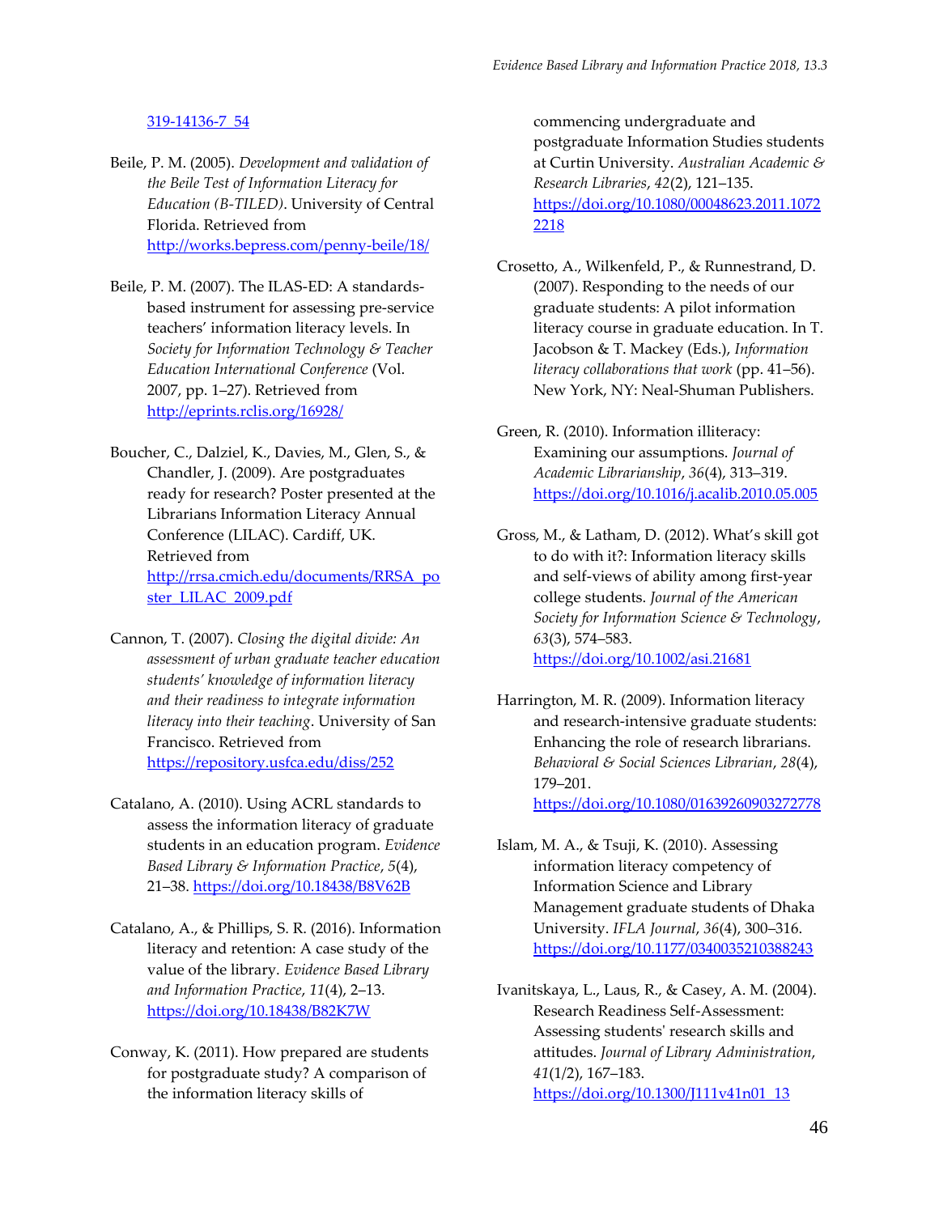319-14136-7_54

Beile, P. M. (2005). *Development and validation of the Beile Test of Information Literacy for Education (B-TILED)*. University of Central Florida. Retrieved from http://works.bepress.com/penny-beile/18/

Beile, P. M. (2007). The ILAS-ED: A standards-based instrument for assessing pre-service teachers' information literacy levels. In *Society for Information Technology & Teacher Education International Conference* (Vol. 2007, pp. 1–27). Retrieved from http://eprints.rclis.org/16928/

Boucher, C., Dalziel, K., Davies, M., Glen, S., & Chandler, J. (2009). Are postgraduates ready for research? Poster presented at the Librarians Information Literacy Annual Conference (LILAC). Cardiff, UK. Retrieved from http://rrsa.cmich.edu/documents/RRSA_poster_LILAC_2009.pdf

Cannon, T. (2007). *Closing the digital divide: An assessment of urban graduate teacher education students' knowledge of information literacy and their readiness to integrate information literacy into their teaching*. University of San Francisco. Retrieved from https://repository.usfca.edu/diss/252

Catalano, A. (2010). Using ACRL standards to assess the information literacy of graduate students in an education program. *Evidence Based Library & Information Practice*, *5*(4), 21–38. https://doi.org/10.18438/B8V62B

Catalano, A., & Phillips, S. R. (2016). Information literacy and retention: A case study of the value of the library. *Evidence Based Library and Information Practice*, *11*(4), 2–13. https://doi.org/10.18438/B82K7W

Conway, K. (2011). How prepared are students for postgraduate study? A comparison of the information literacy skills of commencing undergraduate and postgraduate Information Studies students at Curtin University. *Australian Academic & Research Libraries*, *42*(2), 121–135. https://doi.org/10.1080/00048623.2011.10722218

Crosetto, A., Wilkenfeld, P., & Runnestrand, D. (2007). Responding to the needs of our graduate students: A pilot information literacy course in graduate education. In T. Jacobson & T. Mackey (Eds.), *Information literacy collaborations that work* (pp. 41–56). New York, NY: Neal-Shuman Publishers.

Green, R. (2010). Information illiteracy: Examining our assumptions. *Journal of Academic Librarianship*, *36*(4), 313–319. https://doi.org/10.1016/j.acalib.2010.05.005

Gross, M., & Latham, D. (2012). What's skill got to do with it?: Information literacy skills and self-views of ability among first-year college students. *Journal of the American Society for Information Science & Technology*, *63*(3), 574–583. https://doi.org/10.1002/asi.21681

Harrington, M. R. (2009). Information literacy and research-intensive graduate students: Enhancing the role of research librarians. *Behavioral & Social Sciences Librarian*, *28*(4), 179–201. https://doi.org/10.1080/01639260903272778

Islam, M. A., & Tsuji, K. (2010). Assessing information literacy competency of Information Science and Library Management graduate students of Dhaka University. *IFLA Journal*, *36*(4), 300–316. https://doi.org/10.1177/0340035210388243

Ivanitskaya, L., Laus, R., & Casey, A. M. (2004). Research Readiness Self-Assessment: Assessing students' research skills and attitudes. *Journal of Library Administration*, *41*(1/2), 167–183. https://doi.org/10.1300/J111v41n01_13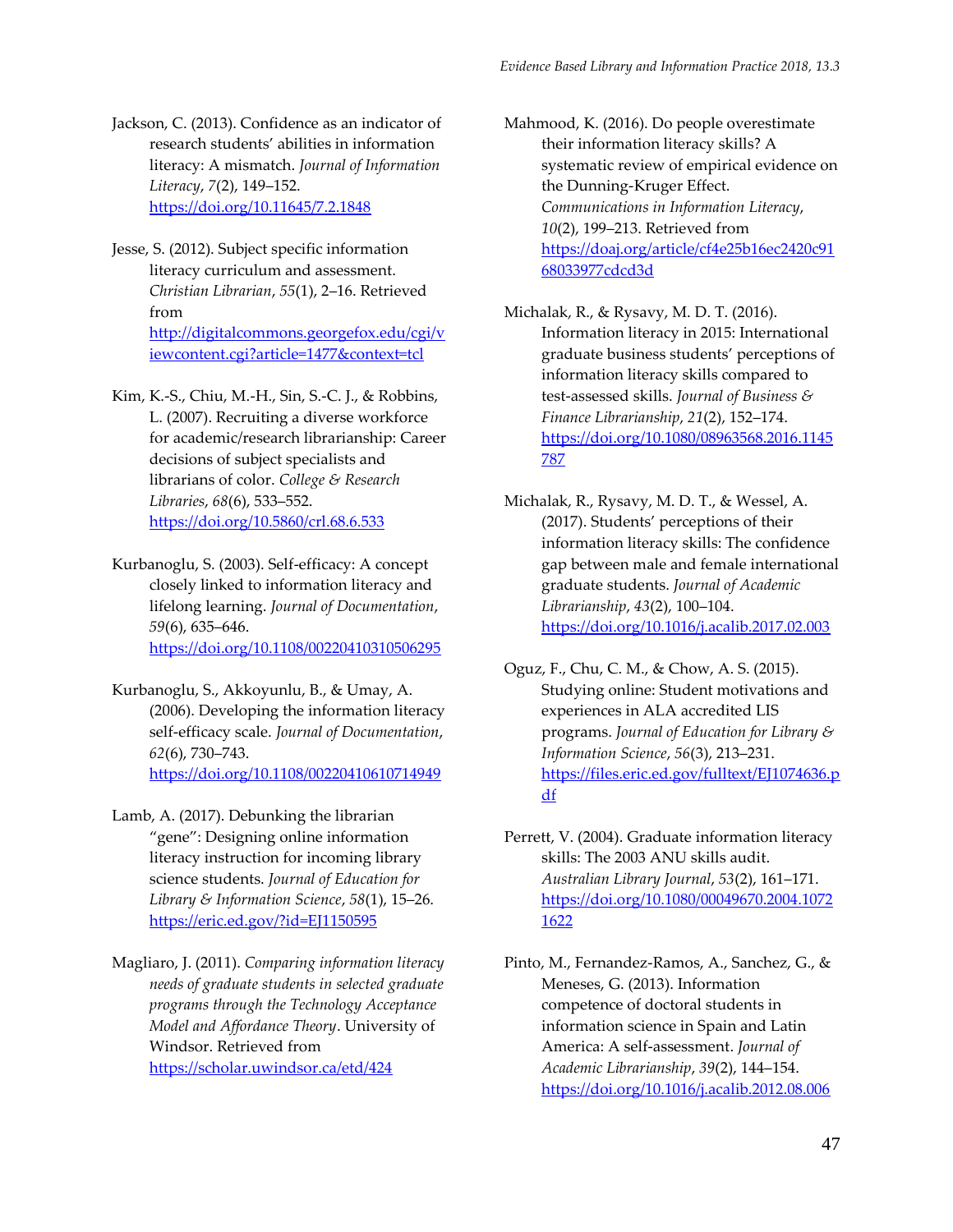Jackson, C. (2013). Confidence as an indicator of research students' abilities in information literacy: A mismatch. *Journal of Information Literacy*, *7*(2), 149–152. https://doi.org/10.11645/7.2.1848

Jesse, S. (2012). Subject specific information literacy curriculum and assessment. *Christian Librarian*, *55*(1), 2–16. Retrieved from http://digitalcommons.georgefox.edu/cgi/viewcontent.cgi?article=1477&context=tcl

Kim, K.-S., Chiu, M.-H., Sin, S.-C. J., & Robbins, L. (2007). Recruiting a diverse workforce for academic/research librarianship: Career decisions of subject specialists and librarians of color. *College & Research Libraries*, *68*(6), 533–552. https://doi.org/10.5860/crl.68.6.533

Kurbanoglu, S. (2003). Self-efficacy: A concept closely linked to information literacy and lifelong learning. *Journal of Documentation*, *59*(6), 635–646. https://doi.org/10.1108/00220410310506295

Kurbanoglu, S., Akkoyunlu, B., & Umay, A. (2006). Developing the information literacy self-efficacy scale. *Journal of Documentation*, *62*(6), 730–743. https://doi.org/10.1108/00220410610714949

Lamb, A. (2017). Debunking the librarian "gene": Designing online information literacy instruction for incoming library science students. *Journal of Education for Library & Information Science*, *58*(1), 15–26. https://eric.ed.gov/?id=EJ1150595

Magliaro, J. (2011). *Comparing information literacy needs of graduate students in selected graduate programs through the Technology Acceptance Model and Affordance Theory*. University of Windsor. Retrieved from https://scholar.uwindsor.ca/etd/424

Mahmood, K. (2016). Do people overestimate their information literacy skills? A systematic review of empirical evidence on the Dunning-Kruger Effect. *Communications in Information Literacy*, *10*(2), 199–213. Retrieved from https://doaj.org/article/cf4e25b16ec2420c9168033977cdcd3d

Michalak, R., & Rysavy, M. D. T. (2016). Information literacy in 2015: International graduate business students' perceptions of information literacy skills compared to test-assessed skills. *Journal of Business & Finance Librarianship*, *21*(2), 152–174. https://doi.org/10.1080/08963568.2016.1145787

Michalak, R., Rysavy, M. D. T., & Wessel, A. (2017). Students' perceptions of their information literacy skills: The confidence gap between male and female international graduate students. *Journal of Academic Librarianship*, *43*(2), 100–104. https://doi.org/10.1016/j.acalib.2017.02.003

Oguz, F., Chu, C. M., & Chow, A. S. (2015). Studying online: Student motivations and experiences in ALA accredited LIS programs. *Journal of Education for Library & Information Science*, *56*(3), 213–231. https://files.eric.ed.gov/fulltext/EJ1074636.pdf

Perrett, V. (2004). Graduate information literacy skills: The 2003 ANU skills audit. *Australian Library Journal*, *53*(2), 161–171. https://doi.org/10.1080/00049670.2004.10721622

Pinto, M., Fernandez-Ramos, A., Sanchez, G., & Meneses, G. (2013). Information competence of doctoral students in information science in Spain and Latin America: A self-assessment. *Journal of Academic Librarianship*, *39*(2), 144–154. https://doi.org/10.1016/j.acalib.2012.08.006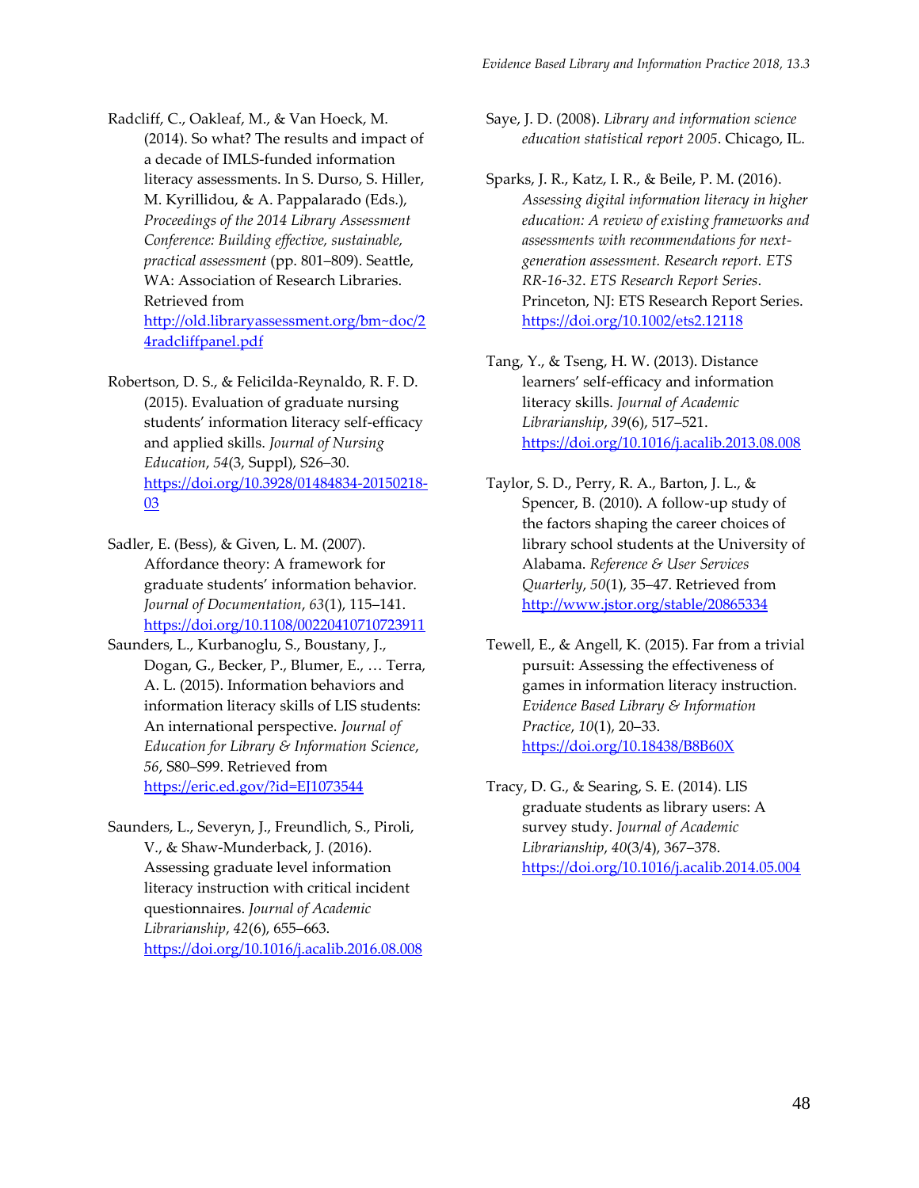Radcliff, C., Oakleaf, M., & Van Hoeck, M. (2014). So what? The results and impact of a decade of IMLS-funded information literacy assessments. In S. Durso, S. Hiller, M. Kyrillidou, & A. Pappalarado (Eds.), *Proceedings of the 2014 Library Assessment Conference: Building effective, sustainable, practical assessment* (pp. 801–809). Seattle, WA: Association of Research Libraries. Retrieved from http://old.libraryassessment.org/bm~doc/24radcliffpanel.pdf

Robertson, D. S., & Felicilda-Reynaldo, R. F. D. (2015). Evaluation of graduate nursing students' information literacy self-efficacy and applied skills. *Journal of Nursing Education*, *54*(3, Suppl), S26–30. https://doi.org/10.3928/01484834-20150218-03

Sadler, E. (Bess), & Given, L. M. (2007). Affordance theory: A framework for graduate students' information behavior. *Journal of Documentation*, *63*(1), 115–141. https://doi.org/10.1108/00220410710723911

Saunders, L., Kurbanoglu, S., Boustany, J., Dogan, G., Becker, P., Blumer, E., … Terra, A. L. (2015). Information behaviors and information literacy skills of LIS students: An international perspective. *Journal of Education for Library & Information Science*, *56*, S80–S99. Retrieved from https://eric.ed.gov/?id=EJ1073544

Saunders, L., Severyn, J., Freundlich, S., Piroli, V., & Shaw-Munderback, J. (2016). Assessing graduate level information literacy instruction with critical incident questionnaires. *Journal of Academic Librarianship*, *42*(6), 655–663. https://doi.org/10.1016/j.acalib.2016.08.008

Saye, J. D. (2008). *Library and information science education statistical report 2005*. Chicago, IL.

Sparks, J. R., Katz, I. R., & Beile, P. M. (2016). *Assessing digital information literacy in higher education: A review of existing frameworks and assessments with recommendations for next-generation assessment. Research report. ETS RR-16-32*. *ETS Research Report Series*. Princeton, NJ: ETS Research Report Series. https://doi.org/10.1002/ets2.12118

Tang, Y., & Tseng, H. W. (2013). Distance learners' self-efficacy and information literacy skills. *Journal of Academic Librarianship*, *39*(6), 517–521. https://doi.org/10.1016/j.acalib.2013.08.008

Taylor, S. D., Perry, R. A., Barton, J. L., & Spencer, B. (2010). A follow-up study of the factors shaping the career choices of library school students at the University of Alabama. *Reference & User Services Quarterly*, *50*(1), 35–47. Retrieved from http://www.jstor.org/stable/20865334

Tewell, E., & Angell, K. (2015). Far from a trivial pursuit: Assessing the effectiveness of games in information literacy instruction. *Evidence Based Library & Information Practice*, *10*(1), 20–33. https://doi.org/10.18438/B8B60X

Tracy, D. G., & Searing, S. E. (2014). LIS graduate students as library users: A survey study. *Journal of Academic Librarianship*, *40*(3/4), 367–378. https://doi.org/10.1016/j.acalib.2014.05.004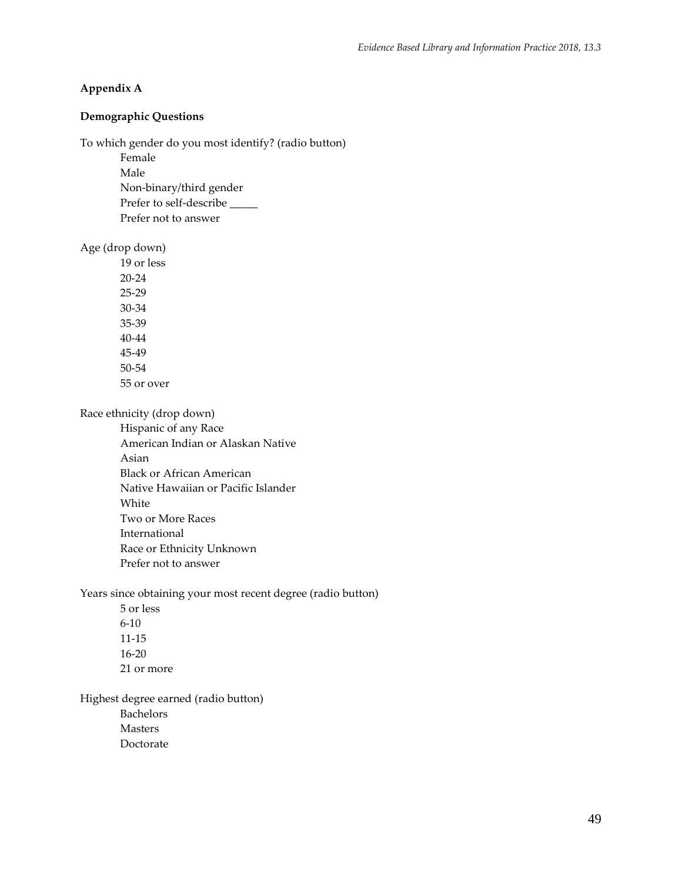## Appendix A

### Demographic Questions

To which gender do you most identify? (radio button)

- Female
- Male
- Non-binary/third gender
- Prefer to self-describe _____
- Prefer not to answer

Age (drop down)

- 19 or less
- 20-24
- 25-29
- 30-34
- 35-39
- 40-44
- 45-49
- 50-54
- 55 or over

Race ethnicity (drop down)

- Hispanic of any Race
- American Indian or Alaskan Native
- Asian
- Black or African American
- Native Hawaiian or Pacific Islander
- White
- Two or More Races
- International
- Race or Ethnicity Unknown
- Prefer not to answer

Years since obtaining your most recent degree (radio button)

- 5 or less
- 6-10
- 11-15
- 16-20
- 21 or more

Highest degree earned (radio button)

- Bachelors
- Masters
- Doctorate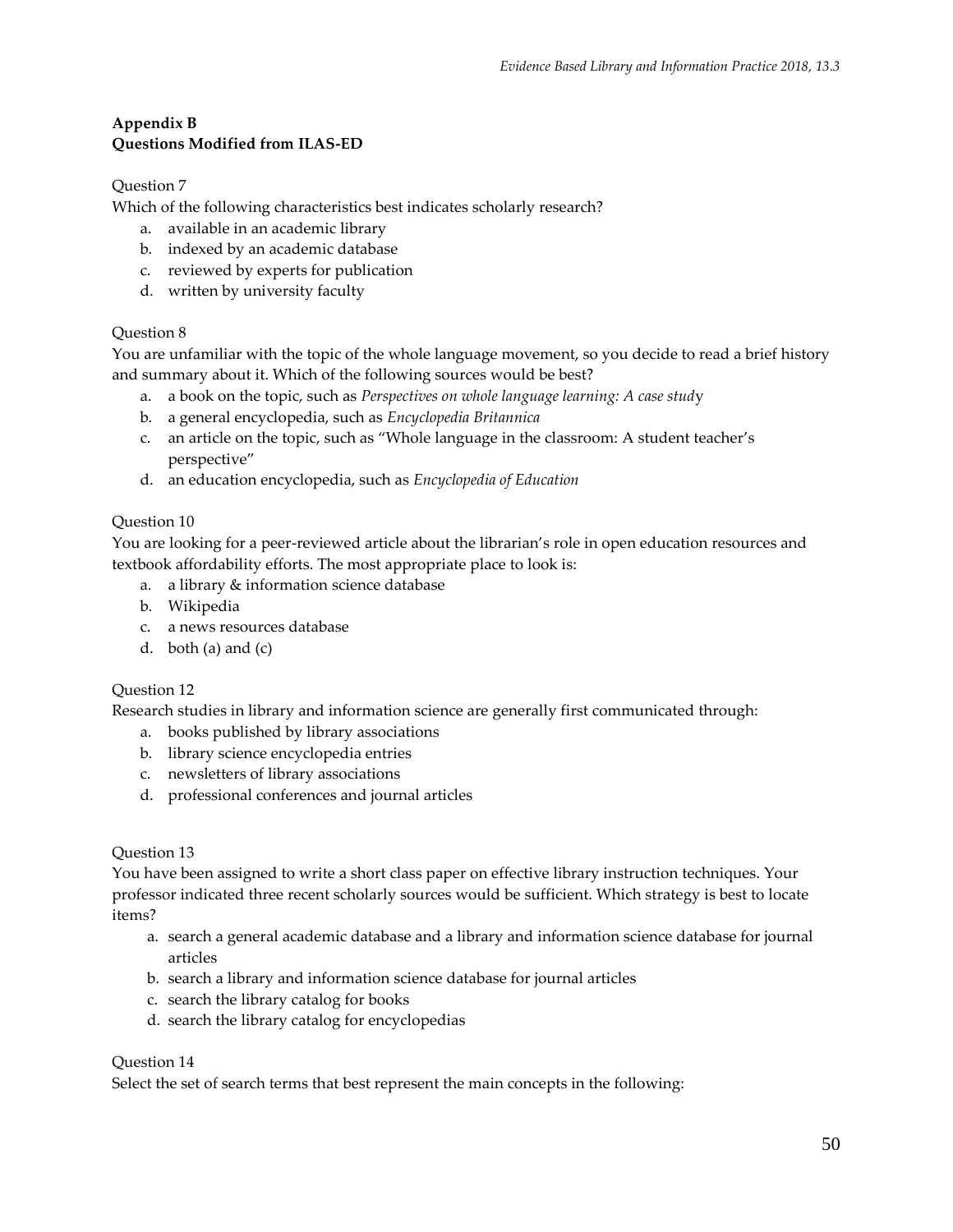**Appendix B**
**Questions Modified from ILAS-ED**

Question 7
Which of the following characteristics best indicates scholarly research?

a. available in an academic library
b. indexed by an academic database
c. reviewed by experts for publication
d. written by university faculty

Question 8
You are unfamiliar with the topic of the whole language movement, so you decide to read a brief history and summary about it. Which of the following sources would be best?

a. a book on the topic, such as *Perspectives on whole language learning: A case study*
b. a general encyclopedia, such as *Encyclopedia Britannica*
c. an article on the topic, such as "Whole language in the classroom: A student teacher's perspective"
d. an education encyclopedia, such as *Encyclopedia of Education*

Question 10
You are looking for a peer-reviewed article about the librarian's role in open education resources and textbook affordability efforts. The most appropriate place to look is:

a. a library & information science database
b. Wikipedia
c. a news resources database
d. both (a) and (c)

Question 12
Research studies in library and information science are generally first communicated through:

a. books published by library associations
b. library science encyclopedia entries
c. newsletters of library associations
d. professional conferences and journal articles

Question 13
You have been assigned to write a short class paper on effective library instruction techniques. Your professor indicated three recent scholarly sources would be sufficient. Which strategy is best to locate items?

a. search a general academic database and a library and information science database for journal articles
b. search a library and information science database for journal articles
c. search the library catalog for books
d. search the library catalog for encyclopedias

Question 14
Select the set of search terms that best represent the main concepts in the following: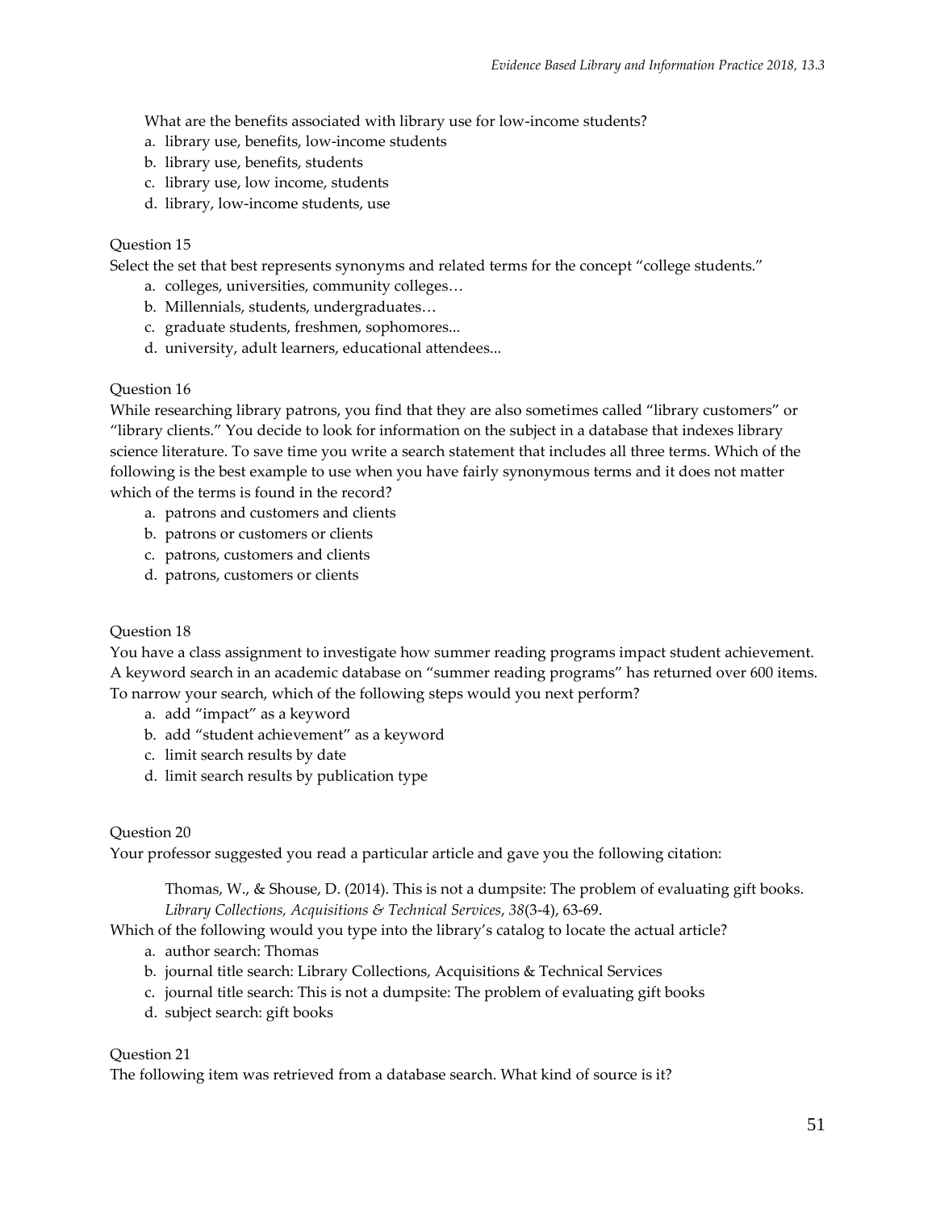What are the benefits associated with library use for low-income students?

a. library use, benefits, low-income students
b. library use, benefits, students
c. library use, low income, students
d. library, low-income students, use

Question 15

Select the set that best represents synonyms and related terms for the concept “college students.”

a. colleges, universities, community colleges…
b. Millennials, students, undergraduates…
c. graduate students, freshmen, sophomores...
d. university, adult learners, educational attendees...

Question 16

While researching library patrons, you find that they are also sometimes called “library customers” or “library clients.” You decide to look for information on the subject in a database that indexes library science literature. To save time you write a search statement that includes all three terms. Which of the following is the best example to use when you have fairly synonymous terms and it does not matter which of the terms is found in the record?

a. patrons and customers and clients
b. patrons or customers or clients
c. patrons, customers and clients
d. patrons, customers or clients

Question 18

You have a class assignment to investigate how summer reading programs impact student achievement. A keyword search in an academic database on “summer reading programs” has returned over 600 items. To narrow your search, which of the following steps would you next perform?

a. add “impact” as a keyword
b. add “student achievement” as a keyword
c. limit search results by date
d. limit search results by publication type

Question 20

Your professor suggested you read a particular article and gave you the following citation:

> Thomas, W., & Shouse, D. (2014). This is not a dumpsite: The problem of evaluating gift books. *Library Collections, Acquisitions & Technical Services*, *38*(3-4), 63-69.

Which of the following would you type into the library’s catalog to locate the actual article?

a. author search: Thomas
b. journal title search: Library Collections, Acquisitions & Technical Services
c. journal title search: This is not a dumpsite: The problem of evaluating gift books
d. subject search: gift books

Question 21

The following item was retrieved from a database search. What kind of source is it?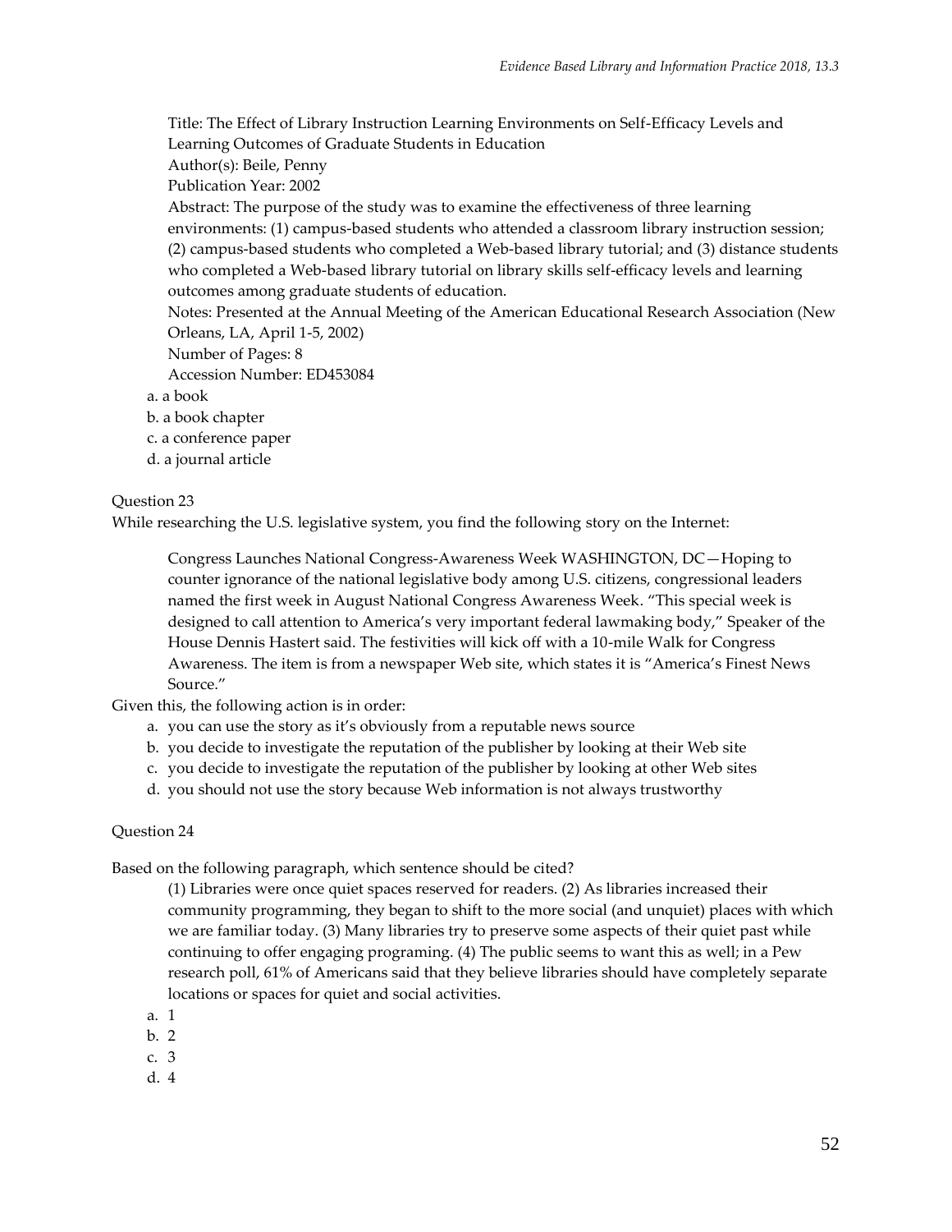Title: The Effect of Library Instruction Learning Environments on Self-Efficacy Levels and Learning Outcomes of Graduate Students in Education
Author(s): Beile, Penny
Publication Year: 2002
Abstract: The purpose of the study was to examine the effectiveness of three learning environments: (1) campus-based students who attended a classroom library instruction session; (2) campus-based students who completed a Web-based library tutorial; and (3) distance students who completed a Web-based library tutorial on library skills self-efficacy levels and learning outcomes among graduate students of education.
Notes: Presented at the Annual Meeting of the American Educational Research Association (New Orleans, LA, April 1-5, 2002)
Number of Pages: 8
Accession Number: ED453084

a. a book
b. a book chapter
c. a conference paper
d. a journal article

Question 23

While researching the U.S. legislative system, you find the following story on the Internet:

> Congress Launches National Congress-Awareness Week WASHINGTON, DC—Hoping to counter ignorance of the national legislative body among U.S. citizens, congressional leaders named the first week in August National Congress Awareness Week. "This special week is designed to call attention to America's very important federal lawmaking body," Speaker of the House Dennis Hastert said. The festivities will kick off with a 10-mile Walk for Congress Awareness. The item is from a newspaper Web site, which states it is "America's Finest News Source."

Given this, the following action is in order:

a. you can use the story as it's obviously from a reputable news source
b. you decide to investigate the reputation of the publisher by looking at their Web site
c. you decide to investigate the reputation of the publisher by looking at other Web sites
d. you should not use the story because Web information is not always trustworthy

Question 24

Based on the following paragraph, which sentence should be cited?

> (1) Libraries were once quiet spaces reserved for readers. (2) As libraries increased their community programming, they began to shift to the more social (and unquiet) places with which we are familiar today. (3) Many libraries try to preserve some aspects of their quiet past while continuing to offer engaging programing. (4) The public seems to want this as well; in a Pew research poll, 61% of Americans said that they believe libraries should have completely separate locations or spaces for quiet and social activities.

a. 1
b. 2
c. 3
d. 4